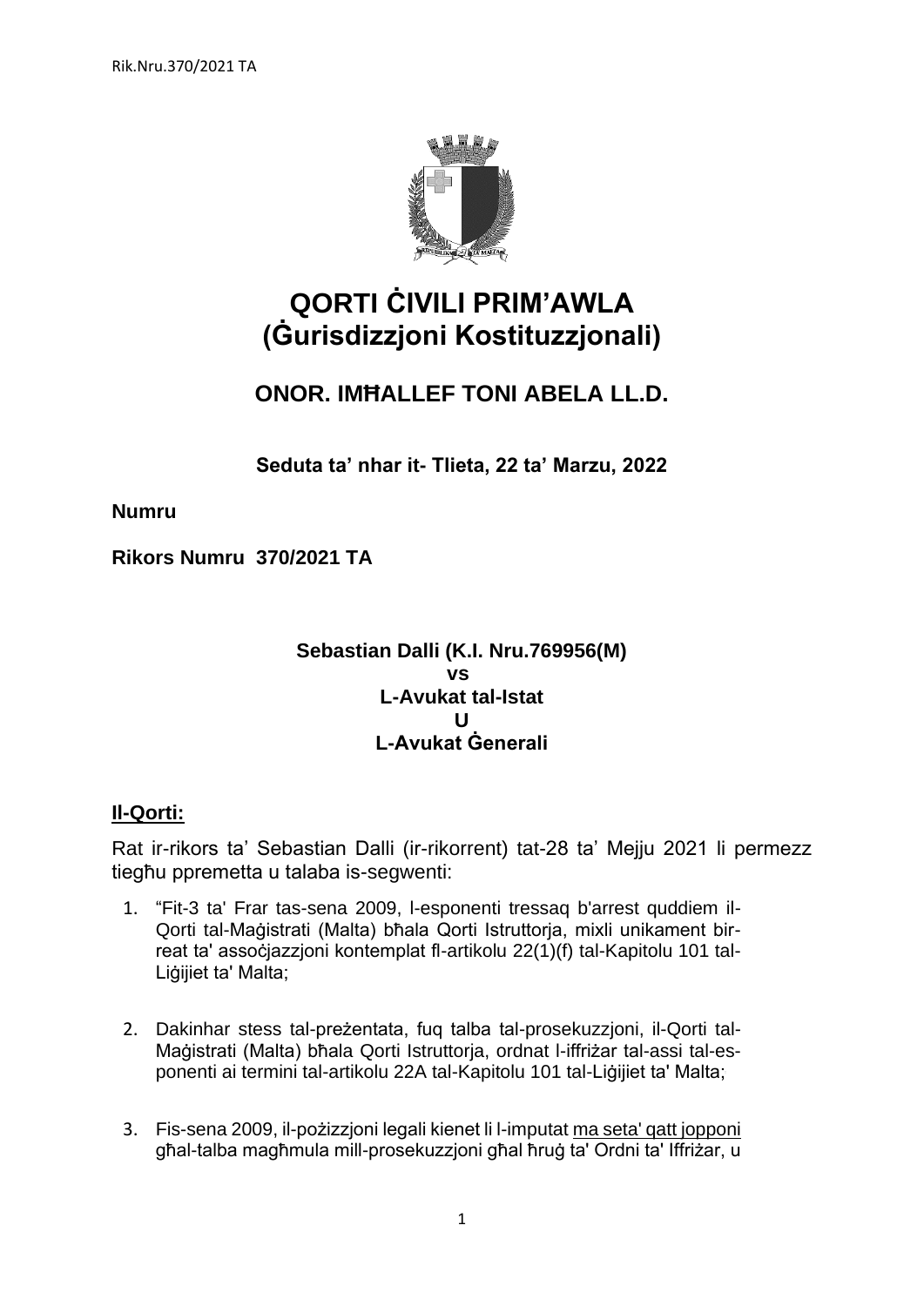# QORTI ĊIVILI PRIM'AWLA
# (Ġurisdizzjoni Kostituzzjonali)

## ONOR. IMĦALLEF TONI ABELA LL.D.

**Seduta ta' nhar it- Tlieta, 22 ta' Marzu, 2022**

**Numru**

**Rikors Numru 370/2021 TA**

**Sebastian Dalli (K.I. Nru.769956(M)**
**vs**
**L-Avukat tal-Istat**
**U**
**L-Avukat Ġenerali**

**Il-Qorti:**

Rat ir-rikors ta' Sebastian Dalli (ir-rikorrent) tat-28 ta' Mejju 2021 li permezz tiegħu ppremetta u talaba is-segwenti:

1. "Fit-3 ta' Frar tas-sena 2009, l-esponenti tressaq b'arrest quddiem il-Qorti tal-Maġistrati (Malta) bħala Qorti Istruttorja, mixli unikament bir-reat ta' assoċjazzjoni kontemplat fl-artikolu 22(1)(f) tal-Kapitolu 101 tal-Liġijiet ta' Malta;

2. Dakinhar stess tal-preżentata, fuq talba tal-prosekuzzjoni, il-Qorti tal-Maġistrati (Malta) bħala Qorti Istruttorja, ordnat l-iffriżar tal-assi tal-esponenti ai termini tal-artikolu 22A tal-Kapitolu 101 tal-Liġijiet ta' Malta;

3. Fis-sena 2009, il-pożizzjoni legali kienet li l-imputat <u>ma seta' qatt jopponi</u> għal-talba magħmula mill-prosekuzzjoni għal ħruġ ta' Ordni ta' Iffriżar, u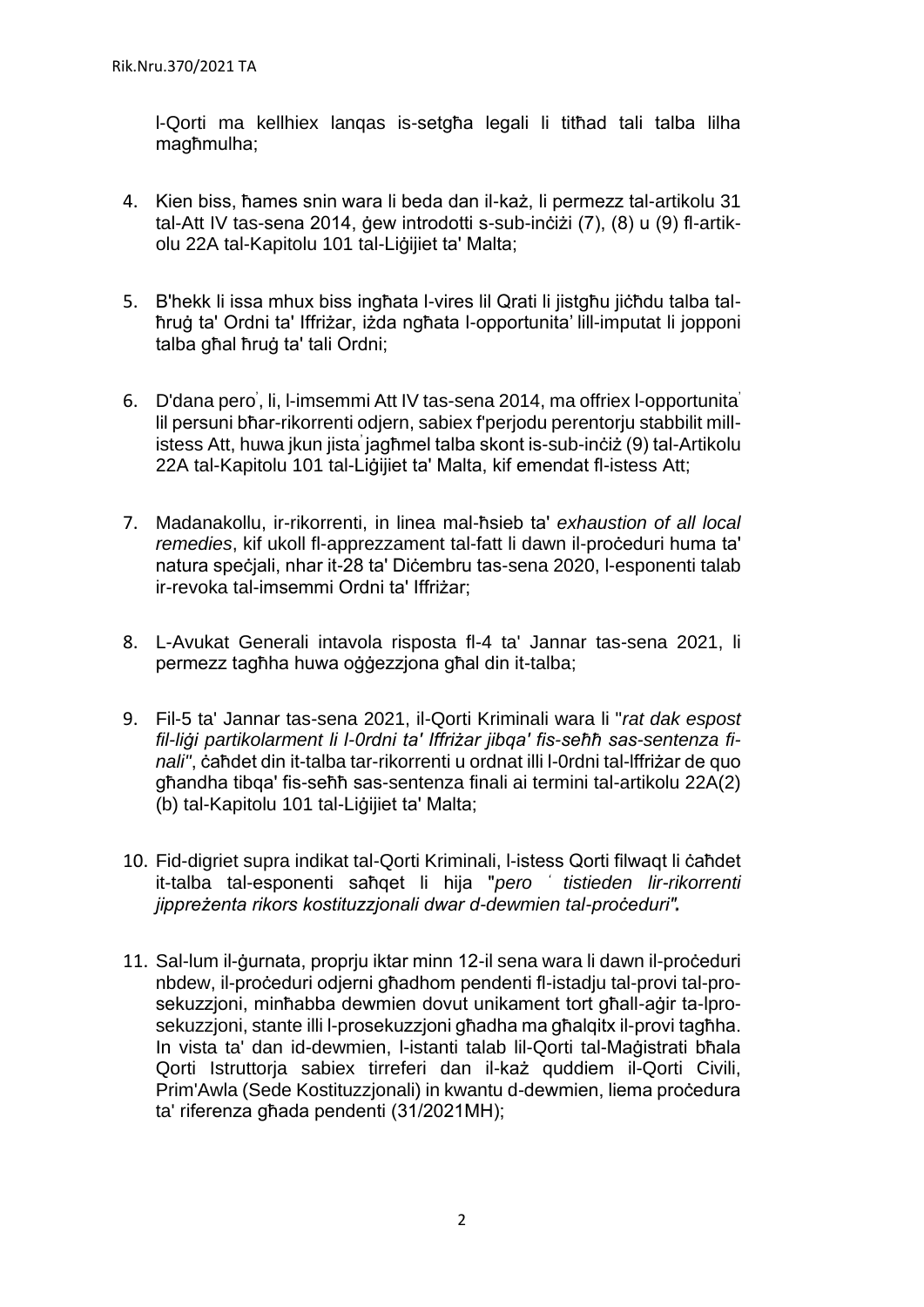l-Qorti ma kellhiex lanqas is-setgħa legali li titħad tali talba lilha magħmulha;

4. Kien biss, ħames snin wara li beda dan il-każ, li permezz tal-artikolu 31 tal-Att IV tas-sena 2014, ġew introdotti s-sub-inċiżi (7), (8) u (9) fl-artikolu 22A tal-Kapitolu 101 tal-Liġijiet ta' Malta;

5. B'hekk li issa mhux biss ingħata l-vires lil Qrati li jistgħu jiċħdu talba tal-ħruġ ta' Ordni ta' Iffriżar, iżda ngħata l-opportunita' lill-imputat li jopponi talba għal ħruġ ta' tali Ordni;

6. D'dana pero', li, l-imsemmi Att IV tas-sena 2014, ma offriex l-opportunita' lil persuni bħar-rikorrenti odjern, sabiex f'perjodu perentorju stabbilit mill-istess Att, huwa jkun jista' jagħmel talba skont is-sub-inċiż (9) tal-Artikolu 22A tal-Kapitolu 101 tal-Liġijiet ta' Malta, kif emendat fl-istess Att;

7. Madanakollu, ir-rikorrenti, in linea mal-ħsieb ta' *exhaustion of all local remedies*, kif ukoll fl-apprezzament tal-fatt li dawn il-proċeduri huma ta' natura speċjali, nhar it-28 ta' Diċembru tas-sena 2020, l-esponenti talab ir-revoka tal-imsemmi Ordni ta' Iffriżar;

8. L-Avukat Generali intavola risposta fl-4 ta' Jannar tas-sena 2021, li permezz tagħha huwa oġġezzjona għal din it-talba;

9. Fil-5 ta' Jannar tas-sena 2021, il-Qorti Kriminali wara li "*rat dak espost fil-liġi partikolarment li l-0rdni ta' Iffriżar jibqa' fis-seħħ sas-sentenza finali*", ċaħdet din it-talba tar-rikorrenti u ordnat illi l-0rdni tal-Iffriżar de quo għandha tibqa' fis-seħħ sas-sentenza finali ai termini tal-artikolu 22A(2) (b) tal-Kapitolu 101 tal-Liġijiet ta' Malta;

10. Fid-digriet supra indikat tal-Qorti Kriminali, l-istess Qorti filwaqt li ċaħdet it-talba tal-esponenti saħqet li hija "*pero ' tistieden lir-rikorrenti jippreżenta rikors kostituzzjonali dwar d-dewmien tal-proċeduri".*

11. Sal-lum il-ġurnata, proprju iktar minn 12-il sena wara li dawn il-proċeduri nbdew, il-proċeduri odjerni għadhom pendenti fl-istadju tal-provi tal-prosekuzzjoni, minħabba dewmien dovut unikament tort għall-aġir ta-lprosekuzzjoni, stante illi l-prosekuzzjoni għadha ma għalqitx il-provi tagħha. In vista ta' dan id-dewmien, l-istanti talab lil-Qorti tal-Maġistrati bħala Qorti Istruttorja sabiex tirreferi dan il-każ quddiem il-Qorti Civili, Prim'Awla (Sede Kostituzzjonali) in kwantu d-dewmien, liema proċedura ta' riferenza għada pendenti (31/2021MH);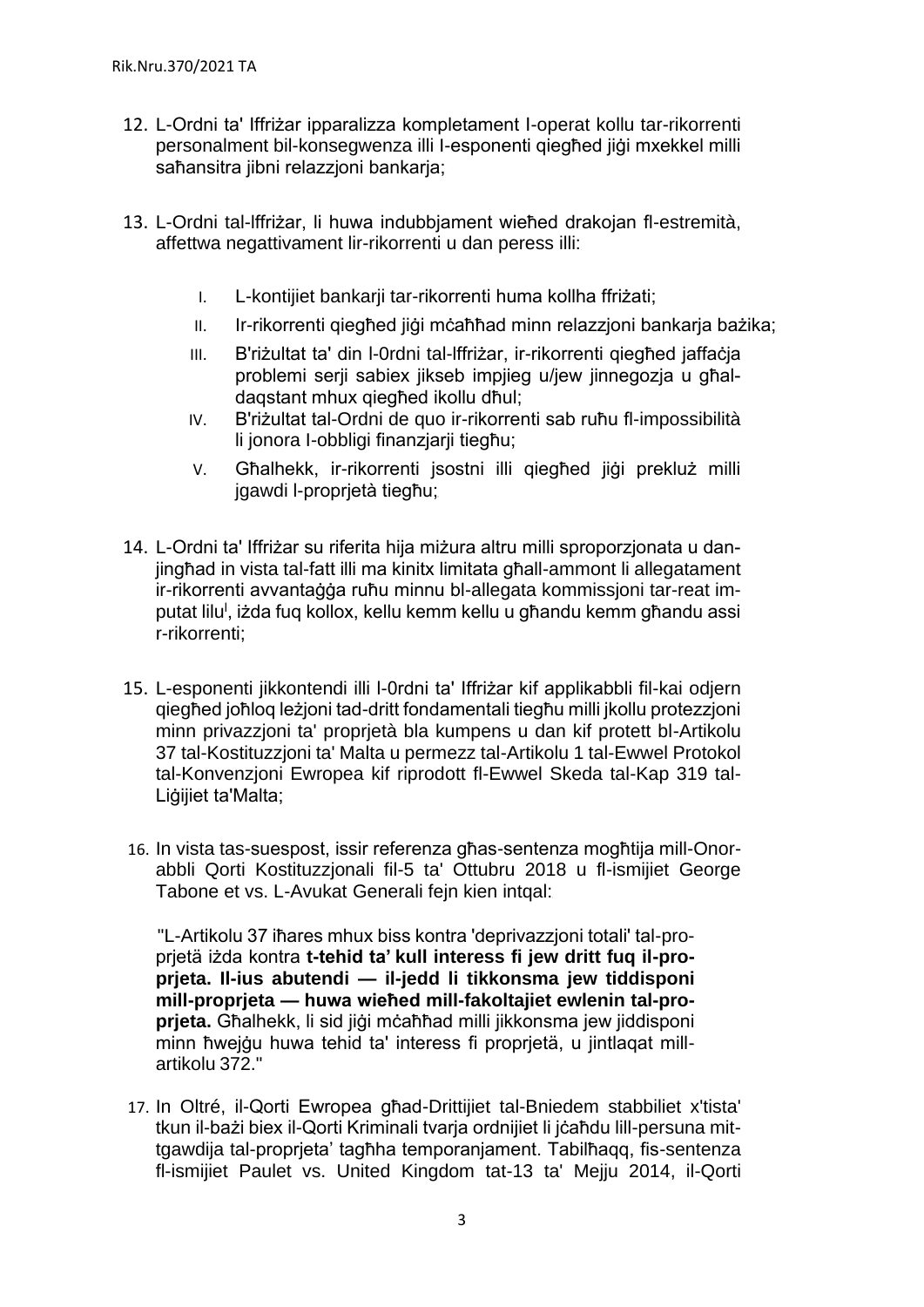12. L-Ordni ta' Iffriżar ipparalizza kompletament l-operat kollu tar-rikorrenti personalment bil-konsegwenza illi l-esponenti qiegħed jiġi mxekkel milli saħansitra jibni relazzjoni bankarja;

13. L-Ordni tal-Iffriżar, li huwa indubbjament wieħed drakojan fl-estremità, affettwa negattivament lir-rikorrenti u dan peress illi:

    I. L-kontijiet bankarji tar-rikorrenti huma kollha ffriżati;

    II. Ir-rikorrenti qiegħed jiġi mċaħħad minn relazzjoni bankarja bażika;

    III. B'riżultat ta' din l-0rdni tal-Iffriżar, ir-rikorrenti qiegħed jaffaċja problemi serji sabiex jikseb impjieg u/jew jinnegozja u għal-daqstant mhux qiegħed ikollu dħul;

    IV. B'riżultat tal-Ordni de quo ir-rikorrenti sab ruħu fl-impossibilità li jonora l-obbligi finanzjarji tiegħu;

    V. Għalhekk, ir-rikorrenti jsostni illi qiegħed jiġi prekluż milli jgawdi l-proprjetà tiegħu;

14. L-Ordni ta' Iffriżar su riferita hija miżura altru milli sproporzjonata u dan-jingħad in vista tal-fatt illi ma kinitx limitata għall-ammont li allegatament ir-rikorrenti avvantaġġa ruħu minnu bl-allegata kommissjoni tar-reat imputat lilu[i], iżda fuq kollox, kellu kemm kellu u għandu kemm għandu assi r-rikorrenti;

15. L-esponenti jikkontendi illi l-0rdni ta' Iffriżar kif applikabbli fil-kai odjern qiegħed joħloq leżjoni tad-dritt fondamentali tiegħu milli jkollu protezzjoni minn privazzjoni ta' proprjetà bla kumpens u dan kif protett bl-Artikolu 37 tal-Kostituzzjoni ta' Malta u permezz tal-Artikolu 1 tal-Ewwel Protokol tal-Konvenzjoni Ewropea kif riprodott fl-Ewwel Skeda tal-Kap 319 tal-Liġijiet ta'Malta;

16. In vista tas-suespost, issir referenza għas-sentenza mogħtija mill-Onorabbli Qorti Kostituzzjonali fil-5 ta' Ottubru 2018 u fl-ismijiet George Tabone et vs. L-Avukat Generali fejn kien intqal:

    "L-Artikolu 37 iħares mhux biss kontra 'deprivazzjoni totali' tal-proprjetä iżda kontra **t-tehid ta' kull interess fi jew dritt fuq il-proprjeta. Il-ius abutendi — il-jedd li tikkonsma jew tiddisponi mill-proprjeta — huwa wieħed mill-fakoltajiet ewlenin tal-proprjeta.** Għalhekk, li sid jiġi mċaħħad milli jikkonsma jew jiddisponi minn ħwejġu huwa tehid ta' interess fi proprjetä, u jintlaqat mill-artikolu 372."

17. In Oltré, il-Qorti Ewropea għad-Drittijiet tal-Bniedem stabbiliet x'tista' tkun il-bażi biex il-Qorti Kriminali tvarja ordnijiet li jċaħdu lill-persuna mit-tgawdija tal-proprjeta' tagħha temporanjament. Tabilħaqq, fis-sentenza fl-ismijiet Paulet vs. United Kingdom tat-13 ta' Mejju 2014, il-Qorti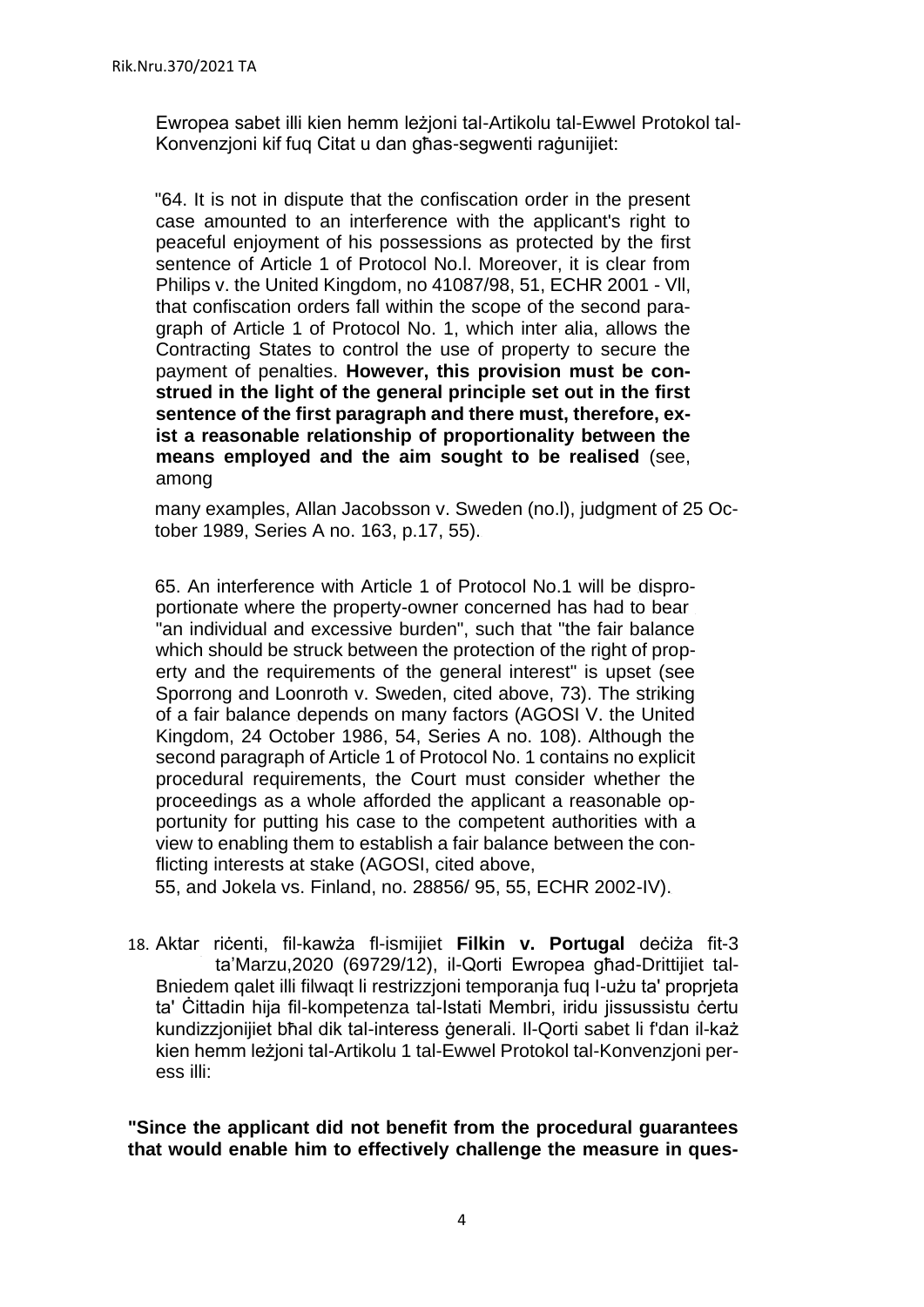Ewropea sabet illi kien hemm leżjoni tal-Artikolu tal-Ewwel Protokol tal-Konvenzjoni kif fuq Citat u dan għas-segwenti raġunijiet:

> "64. It is not in dispute that the confiscation order in the present case amounted to an interference with the applicant's right to peaceful enjoyment of his possessions as protected by the first sentence of Article 1 of Protocol No.l. Moreover, it is clear from Philips v. the United Kingdom, no 41087/98, 51, ECHR 2001 - Vll, that confiscation orders fall within the scope of the second paragraph of Article 1 of Protocol No. 1, which inter alia, allows the Contracting States to control the use of property to secure the payment of penalties. **However, this provision must be construed in the light of the general principle set out in the first sentence of the first paragraph and there must, therefore, exist a reasonable relationship of proportionality between the means employed and the aim sought to be realised** (see, among
>
> many examples, Allan Jacobsson v. Sweden (no.l), judgment of 25 October 1989, Series A no. 163, p.17, 55).
>
> 65. An interference with Article 1 of Protocol No.1 will be disproportionate where the property-owner concerned has had to bear "an individual and excessive burden", such that "the fair balance which should be struck between the protection of the right of property and the requirements of the general interest" is upset (see Sporrong and Loonroth v. Sweden, cited above, 73). The striking of a fair balance depends on many factors (AGOSI V. the United Kingdom, 24 October 1986, 54, Series A no. 108). Although the second paragraph of Article 1 of Protocol No. 1 contains no explicit procedural requirements, the Court must consider whether the proceedings as a whole afforded the applicant a reasonable opportunity for putting his case to the competent authorities with a view to enabling them to establish a fair balance between the conflicting interests at stake (AGOSI, cited above,
>
> 55, and Jokela vs. Finland, no. 28856/ 95, 55, ECHR 2002-IV).

18. Aktar riċenti, fil-kawża fl-ismijiet **Filkin v. Portugal** deċiża fit-3 ta'Marzu,2020 (69729/12), il-Qorti Ewropea għad-Drittijiet tal-Bniedem qalet illi filwaqt li restrizzjoni temporanja fuq l-użu ta' proprjeta ta' Ċittadin hija fil-kompetenza tal-Istati Membri, iridu jissussistu ċertu kundizzjonijiet bħal dik tal-interess ġenerali. Il-Qorti sabet li f'dan il-każ kien hemm leżjoni tal-Artikolu 1 tal-Ewwel Protokol tal-Konvenzjoni peress illi:

**"Since the applicant did not benefit from the procedural guarantees that would enable him to effectively challenge the measure in ques-**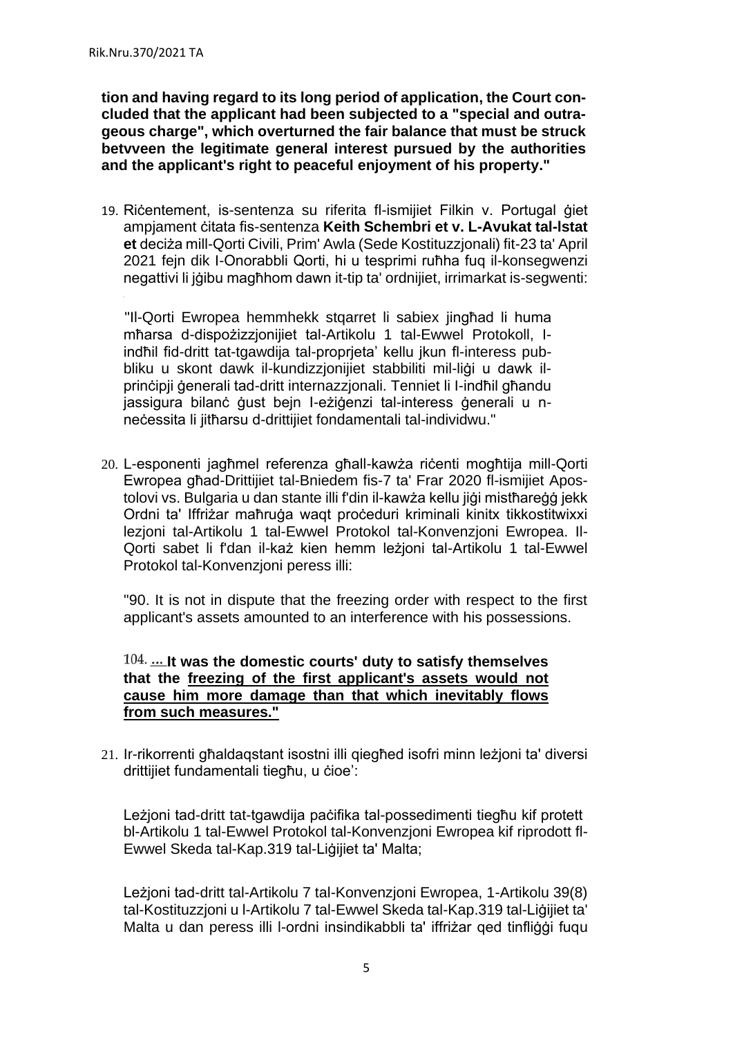**tion and having regard to its long period of application, the Court concluded that the applicant had been subjected to a "special and outrageous charge", which overturned the fair balance that must be struck betvveen the legitimate general interest pursued by the authorities and the applicant's right to peaceful enjoyment of his property."**

19. Riċentement, is-sentenza su riferita fl-ismijiet Filkin v. Portugal ġiet ampjament ċitata fis-sentenza **Keith Schembri et v. L-Avukat tal-Istat et** deċiża mill-Qorti Civili, Prim' Awla (Sede Kostituzzjonali) fit-23 ta' April 2021 fejn dik l-Onorabbli Qorti, hi u tesprimi ruħha fuq il-konsegwenzi negattivi li jġibu magħhom dawn it-tip ta' ordnijiet, irrimarkat is-segwenti:

   "Il-Qorti Ewropea hemmhekk stqarret li sabiex jingħad li huma mħarsa d-dispożizzjonijiet tal-Artikolu 1 tal-Ewwel Protokoll, l-indħil fid-dritt tat-tgawdija tal-proprjeta' kellu jkun fl-interess pubbliku u skont dawk il-kundizzjonijiet stabbiliti mil-liġi u dawk il-prinċipji ġenerali tad-dritt internazzjonali. Tenniet li l-indħil għandu jassigura bilanċ ġust bejn l-eżiġenzi tal-interess ġenerali u n-neċessita li jitħarsu d-drittijiet fondamentali tal-individwu."

20. L-esponenti jagħmel referenza għall-kawża riċenti mogħtija mill-Qorti Ewropea għad-Drittijiet tal-Bniedem fis-7 ta' Frar 2020 fl-ismijiet Apostolovi vs. Bulgaria u dan stante illi f'din il-kawża kellu jiġi mistħareġġ jekk Ordni ta' Iffriżar maħruġa waqt proċeduri kriminali kinitx tikkostitwixxi lezjoni tal-Artikolu 1 tal-Ewwel Protokol tal-Konvenzjoni Ewropea. Il-Qorti sabet li f'dan il-każ kien hemm leżjoni tal-Artikolu 1 tal-Ewwel Protokol tal-Konvenzjoni peress illi:

   "90. It is not in dispute that the freezing order with respect to the first applicant's assets amounted to an interference with his possessions.

   104. ... **It was the domestic courts' duty to satisfy themselves that the <u>freezing of the first applicant's assets would not cause him more damage than that which inevitably flows from such measures."</u>**

21. Ir-rikorrenti għaldaqstant isostni illi qiegħed isofri minn leżjoni ta' diversi drittijiet fondamentali tiegħu, u ċioe':

   Leżjoni tad-dritt tat-tgawdija paċifika tal-possedimenti tiegħu kif protett bl-Artikolu 1 tal-Ewwel Protokol tal-Konvenzjoni Ewropea kif riprodott fl-Ewwel Skeda tal-Kap.319 tal-Liġijiet ta' Malta;

   Leżjoni tad-dritt tal-Artikolu 7 tal-Konvenzjoni Ewropea, l-Artikolu 39(8) tal-Kostituzzjoni u l-Artikolu 7 tal-Ewwel Skeda tal-Kap.319 tal-Liġijiet ta' Malta u dan peress illi l-ordni insindikabbli ta' iffriżar qed tinfliġġi fuqu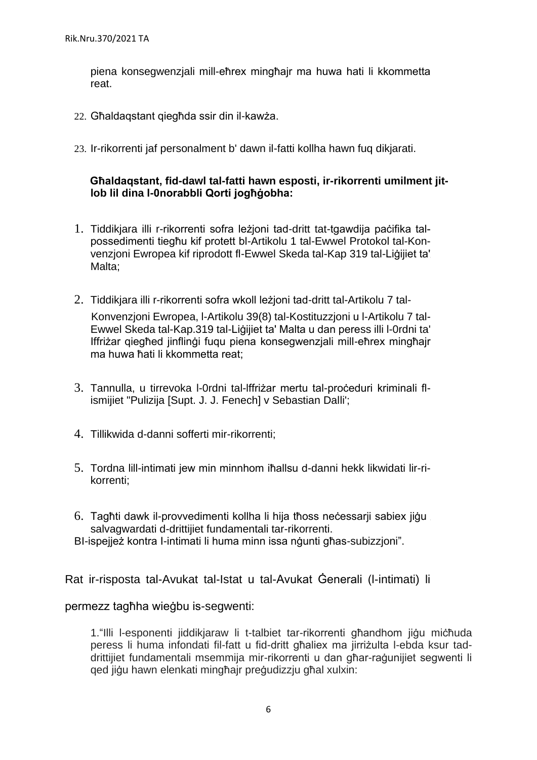piena konsegwenzjali mill-eħrex mingħajr ma huwa hati li kkommetta reat.

22. Għaldaqstant qiegħda ssir din il-kawża.

23. Ir-rikorrenti jaf personalment b' dawn il-fatti kollha hawn fuq dikjarati.

**Għaldaqstant, fid-dawl tal-fatti hawn esposti, ir-rikorrenti umilment jit-lob lil dina l-0norabbli Qorti jogħġobha:**

1. Tiddikjara illi r-rikorrenti sofra leżjoni tad-dritt tat-tgawdija paċifika tal-possedimenti tiegħu kif protett bl-Artikolu 1 tal-Ewwel Protokol tal-Konvenzjoni Ewropea kif riprodott fl-Ewwel Skeda tal-Kap 319 tal-Liġijiet ta' Malta;

2. Tiddikjara illi r-rikorrenti sofra wkoll leżjoni tad-dritt tal-Artikolu 7 tal-Konvenzjoni Ewropea, l-Artikolu 39(8) tal-Kostituzzjoni u l-Artikolu 7 tal-Ewwel Skeda tal-Kap.319 tal-Liġijiet ta' Malta u dan peress illi l-0rdni ta' Iffriżar qiegħed jinflinġi fuqu piena konsegwenzjali mill-eħrex mingħajr ma huwa ħati li kkommetta reat;

3. Tannulla, u tirrevoka l-0rdni tal-Iffriżar mertu tal-proċeduri kriminali fl-ismijiet "Pulizija [Supt. J. J. Fenech] v Sebastian Dalli';

4. Tillikwida d-danni sofferti mir-rikorrenti;

5. Tordna lill-intimati jew min minnhom iħallsu d-danni hekk likwidati lir-rikorrenti;

6. Tagħti dawk il-provvedimenti kollha li hija tħoss neċessarji sabiex jiġu salvagwardati d-drittijiet fundamentali tar-rikorrenti.

Bl-ispejjeż kontra l-intimati li huma minn issa nġunti għas-subizzjoni".

Rat ir-risposta tal-Avukat tal-Istat u tal-Avukat Ġenerali (l-intimati) li permezz tagħha wieġbu is-segwenti:

1."Illi l-esponenti jiddikjaraw li t-talbiet tar-rikorrenti għandhom jiġu miċħuda peress li huma infondati fil-fatt u fid-dritt għaliex ma jirriżulta l-ebda ksur tad-drittijiet fundamentali msemmija mir-rikorrenti u dan għar-raġunijiet segwenti li qed jiġu hawn elenkati mingħajr preġudizzju għal xulxin: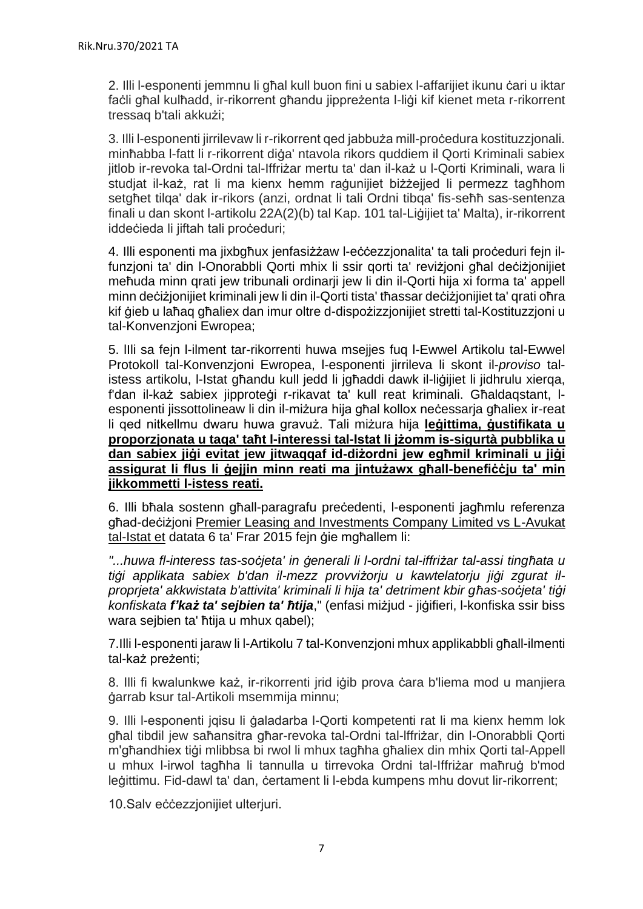2. Illi l-esponenti jemmnu li għal kull buon fini u sabiex l-affarijiet ikunu ċari u iktar faċli għal kulħadd, ir-rikorrent għandu jippreżenta l-liġi kif kienet meta r-rikorrent tressaq b'tali akkużi;

3. Illi l-esponenti jirrilevaw li r-rikorrent qed jabbuża mill-proċedura kostituzzjonali. minħabba l-fatt li r-rikorrent diġa' ntavola rikors quddiem il Qorti Kriminali sabiex jitlob ir-revoka tal-Ordni tal-Iffriżar mertu ta' dan il-każ u l-Qorti Kriminali, wara li studjat il-każ, rat li ma kienx hemm raġunijiet biżżejjed li permezz tagħhom setgħet tilqa' dak ir-rikors (anzi, ordnat li tali Ordni tibqa' fis-seħħ sas-sentenza finali u dan skont l-artikolu 22A(2)(b) tal Kap. 101 tal-Liġijiet ta' Malta), ir-rikorrent iddeċieda li jiftah tali proċeduri;

4. Illi esponenti ma jixbgħux jenfasiżżaw l-eċċezzjonalita' ta tali proċeduri fejn il-funzjoni ta' din l-Onorabbli Qorti mhix li ssir qorti ta' reviżjoni għal deċiżjonijiet meħuda minn qrati jew tribunali ordinarji jew li din il-Qorti hija xi forma ta' appell minn deċiżjonijiet kriminali jew li din il-Qorti tista' tħassar deċiżjonijiet ta' qrati oħra kif ġieb u laħaq għaliex dan imur oltre d-dispożizzjonijiet stretti tal-Kostituzzjoni u tal-Konvenzjoni Ewropea;

5. Illi sa fejn l-ilment tar-rikorrenti huwa msejjes fuq l-Ewwel Artikolu tal-Ewwel Protokoll tal-Konvenzjoni Ewropea, l-esponenti jirrileva li skont il-*proviso* tal-istess artikolu, l-Istat għandu kull jedd li jgħaddi dawk il-liġijiet li jidhrulu xierqa, f'dan il-każ sabiex jipproteġi r-rikavat ta' kull reat kriminali. Għaldaqstant, l-esponenti jissottolineaw li din il-miżura hija għal kollox neċessarja għaliex ir-reat li qed nitkellmu dwaru huwa gravuż. Tali miżura hija **leġittima, ġustifikata u proporzjonata u taqa' taħt l-interessi tal-Istat li jżomm is-sigurtà pubblika u dan sabiex jiġi evitat jew jitwaqqaf id-diżordni jew egħmil kriminali u jiġi assigurat li flus li ġejjin minn reati ma jintużawx għall-benefiċċju ta' min jikkommetti l-istess reati.**

6. Illi bħala sostenn għall-paragrafu preċedenti, l-esponenti jagħmlu referenza għad-deċiżjoni Premier Leasing and Investments Company Limited vs L-Avukat tal-Istat et datata 6 ta' Frar 2015 fejn ġie mgħallem li:

*"...huwa fl-interess tas-soċjeta' in ġenerali li l-ordni tal-iffriżar tal-assi tingħata u tiġi applikata sabiex b'dan il-mezz provviżorju u kawtelatorju jiġi zgurat il-proprjeta' akkwistata b'attivita' kriminali li hija ta' detriment kbir għas-soċjeta' tiġi konfiskata* ***f'każ ta' sejbien ta' ħtija***," (enfasi miżjud - jiġifieri, l-konfiska ssir biss wara sejbien ta' ħtija u mhux qabel);

7.Illi l-esponenti jaraw li l-Artikolu 7 tal-Konvenzjoni mhux applikabbli għall-ilmenti tal-każ preżenti;

8. Illi fi kwalunkwe każ, ir-rikorrenti jrid iġib prova ċara b'liema mod u manjiera ġarrab ksur tal-Artikoli msemmija minnu;

9. Illi l-esponenti jqisu li ġaladarba l-Qorti kompetenti rat li ma kienx hemm lok għal tibdil jew saħansitra għar-revoka tal-Ordni tal-Iffriżar, din l-Onorabbli Qorti m'għandhiex tiġi mlibbsa bi rwol li mhux tagħha għaliex din mhix Qorti tal-Appell u mhux l-irwol tagħha li tannulla u tirrevoka Ordni tal-Iffriżar maħruġ b'mod leġittimu. Fid-dawl ta' dan, ċertament li l-ebda kumpens mhu dovut lir-rikorrent;

10.Salv eċċezzjonijiet ulterjuri.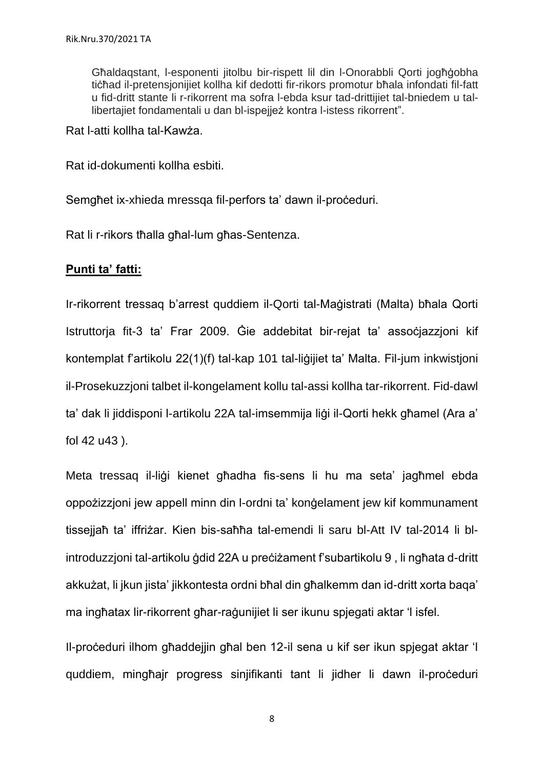> Għaldaqstant, l-esponenti jitolbu bir-rispett lil din l-Onorabbli Qorti jogħġobha tiċħad il-pretensjonijiet kollha kif dedotti fir-rikors promotur bħala infondati fil-fatt u fid-dritt stante li r-rikorrent ma sofra l-ebda ksur tad-drittijiet tal-bniedem u tal-libertajiet fondamentali u dan bl-ispejjeż kontra l-istess rikorrent".

Rat l-atti kollha tal-Kawża.

Rat id-dokumenti kollha esbiti.

Semgħet ix-xhieda mressqa fil-perfors ta' dawn il-proċeduri.

Rat li r-rikors tħalla għal-lum għas-Sentenza.

**Punti ta' fatti:**

Ir-rikorrent tressaq b'arrest quddiem il-Qorti tal-Maġistrati (Malta) bħala Qorti Istruttorja fit-3 ta' Frar 2009. Ġie addebitat bir-rejat ta' assoċjazzjoni kif kontemplat f'artikolu 22(1)(f) tal-kap 101 tal-liġijiet ta' Malta. Fil-jum inkwistjoni il-Prosekuzzjoni talbet il-kongelament kollu tal-assi kollha tar-rikorrent. Fid-dawl ta' dak li jiddisponi l-artikolu 22A tal-imsemmija liġi il-Qorti hekk għamel (Ara a' fol 42 u43 ).

Meta tressaq il-liġi kienet għadha fis-sens li hu ma seta' jagħmel ebda oppożizzjoni jew appell minn din l-ordni ta' konġelament jew kif kommunament tissejjaħ ta' iffriżar. Kien bis-saħħa tal-emendi li saru bl-Att IV tal-2014 li bl-introduzzjoni tal-artikolu ġdid 22A u preċiżament f'subartikolu 9 , li ngħata d-dritt akkużat, li jkun jista' jikkontesta ordni bħal din għalkemm dan id-dritt xorta baqa' ma ingħatax lir-rikorrent għar-raġunijiet li ser ikunu spjegati aktar 'l isfel.

Il-proċeduri ilhom għaddejjin għal ben 12-il sena u kif ser ikun spjegat aktar 'l quddiem, mingħajr progress sinjifikanti tant li jidher li dawn il-proċeduri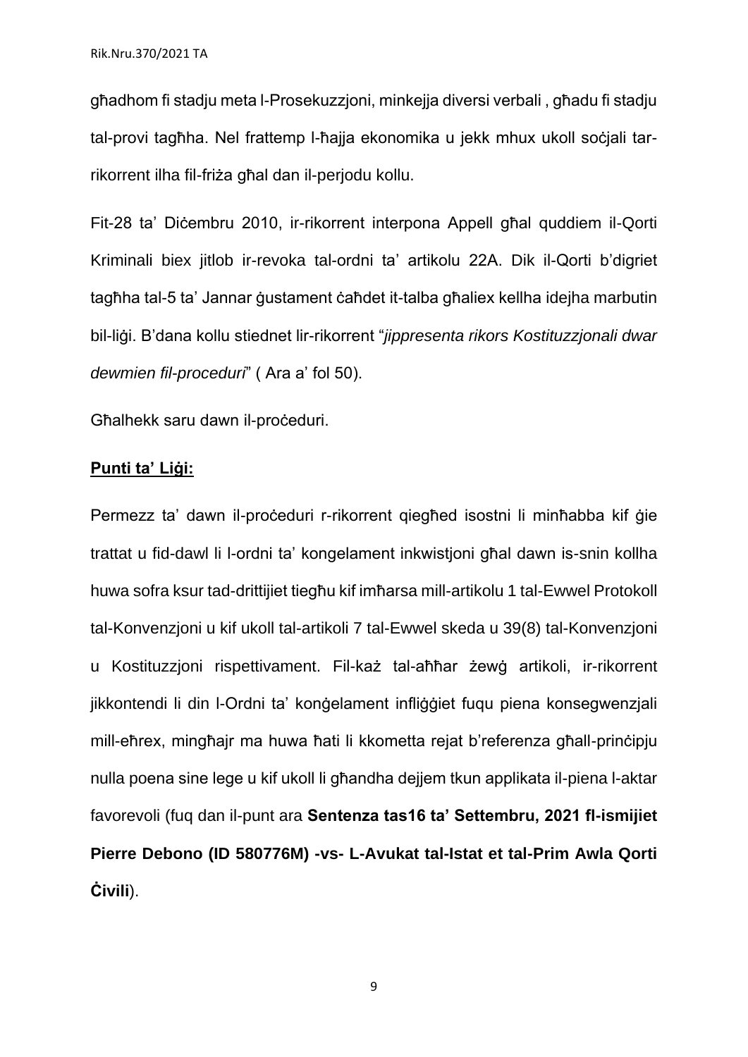għadhom fi stadju meta l-Prosekuzzjoni, minkejja diversi verbali , għadu fi stadju tal-provi tagħha. Nel frattemp l-ħajja ekonomika u jekk mhux ukoll soċjali tar-rikorrent ilha fil-friża għal dan il-perjodu kollu.

Fit-28 ta' Diċembru 2010, ir-rikorrent interpona Appell għal quddiem il-Qorti Kriminali biex jitlob ir-revoka tal-ordni ta' artikolu 22A. Dik il-Qorti b'digriet tagħha tal-5 ta' Jannar ġustament ċaħdet it-talba għaliex kellha idejha marbutin bil-liġi. B'dana kollu stiednet lir-rikorrent "*jippresenta rikors Kostituzzjonali dwar dewmien fil-proceduri*" ( Ara a' fol 50).

Għalhekk saru dawn il-proċeduri.

**<u>Punti ta' Liġi:</u>**

Permezz ta' dawn il-proċeduri r-rikorrent qiegħed isostni li minħabba kif ġie trattat u fid-dawl li l-ordni ta' kongelament inkwistjoni għal dawn is-snin kollha huwa sofra ksur tad-drittijiet tiegħu kif imħarsa mill-artikolu 1 tal-Ewwel Protokoll tal-Konvenzjoni u kif ukoll tal-artikoli 7 tal-Ewwel skeda u 39(8) tal-Konvenzjoni u Kostituzzjoni rispettivament. Fil-każ tal-aħħar żewġ artikoli, ir-rikorrent jikkontendi li din l-Ordni ta' konġelament infliġġiet fuqu piena konsegwenzjali mill-eħrex, mingħajr ma huwa ħati li kkometta rejat b'referenza għall-prinċipju nulla poena sine lege u kif ukoll li għandha dejjem tkun applikata il-piena l-aktar favorevoli (fuq dan il-punt ara **Sentenza tas16 ta' Settembru, 2021 fl-ismijiet Pierre Debono (ID 580776M) -vs- L-Avukat tal-Istat et tal-Prim Awla Qorti Ċivili**).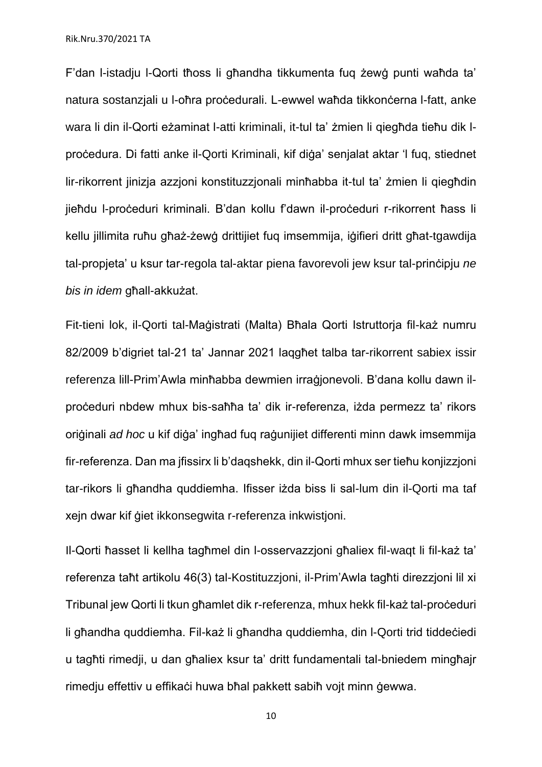F'dan l-istadju l-Qorti tħoss li għandha tikkumenta fuq żewġ punti waħda ta' natura sostanzjali u l-oħra proċedurali. L-ewwel waħda tikkonċerna l-fatt, anke wara li din il-Qorti eżaminat l-atti kriminali, it-tul ta' żmien li qiegħda tieħu dik l-proċedura. Di fatti anke il-Qorti Kriminali, kif diġa' senjalat aktar 'l fuq, stiednet lir-rikorrent jinizja azzjoni konstituzzjonali minħabba it-tul ta' żmien li qiegħdin jieħdu l-proċeduri kriminali. B'dan kollu f'dawn il-proċeduri r-rikorrent ħass li kellu jillimita ruħu għaż-żewġ drittijiet fuq imsemmija, iġifieri dritt għat-tgawdija tal-propjeta' u ksur tar-regola tal-aktar piena favorevoli jew ksur tal-prinċipju *ne bis in idem* għall-akkużat.

Fit-tieni lok, il-Qorti tal-Maġistrati (Malta) Bħala Qorti Istruttorja fil-każ numru 82/2009 b'digriet tal-21 ta' Jannar 2021 laqgħet talba tar-rikorrent sabiex issir referenza lill-Prim'Awla minħabba dewmien irraġjonevoli. B'dana kollu dawn il-proċeduri nbdew mhux bis-saħħa ta' dik ir-referenza, iżda permezz ta' rikors oriġinali *ad hoc* u kif diġa' ingħad fuq raġunijiet differenti minn dawk imsemmija fir-referenza. Dan ma jfissirx li b'daqshekk, din il-Qorti mhux ser tieħu konjizzjoni tar-rikors li għandha quddiemha. Ifisser iżda biss li sal-lum din il-Qorti ma taf xejn dwar kif ġiet ikkonsegwita r-referenza inkwistjoni.

Il-Qorti ħasset li kellha tagħmel din l-osservazzjoni għaliex fil-waqt li fil-każ ta' referenza taħt artikolu 46(3) tal-Kostituzzjoni, il-Prim'Awla tagħti direzzjoni lil xi Tribunal jew Qorti li tkun għamlet dik r-referenza, mhux hekk fil-każ tal-proċeduri li għandha quddiemha. Fil-każ li għandha quddiemha, din l-Qorti trid tiddeċiedi u tagħti rimedji, u dan għaliex ksur ta' dritt fundamentali tal-bniedem mingħajr rimedju effettiv u effikaċi huwa bħal pakkett sabiħ vojt minn ġewwa.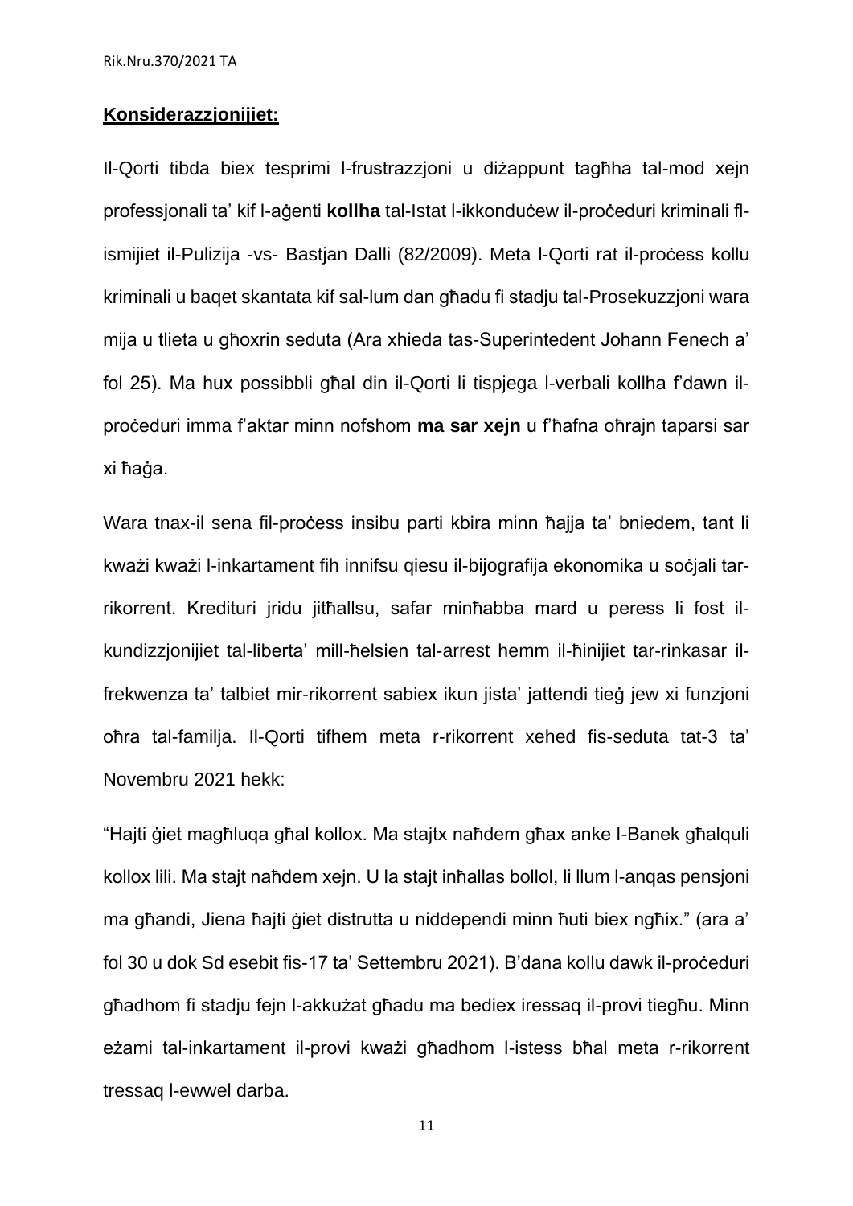**Konsiderazzjonijiet:**

Il-Qorti tibda biex tesprimi l-frustrazzjoni u diżappunt tagħha tal-mod xejn professjonali ta' kif l-aġenti **kollha** tal-Istat l-ikkonduċew il-proċeduri kriminali fl-ismijiet il-Pulizija -vs- Bastjan Dalli (82/2009). Meta l-Qorti rat il-proċess kollu kriminali u baqet skantata kif sal-lum dan għadu fi stadju tal-Prosekuzzjoni wara mija u tlieta u għoxrin seduta (Ara xhieda tas-Superintedent Johann Fenech a' fol 25). Ma hux possibbli għal din il-Qorti li tispjega l-verbali kollha f'dawn il-proċeduri imma f'aktar minn nofshom **ma sar xejn** u f'ħafna oħrajn taparsi sar xi ħaġa.

Wara tnax-il sena fil-proċess insibu parti kbira minn ħajja ta' bniedem, tant li kważi kważi l-inkartament fih innifsu qiesu il-bijografija ekonomika u soċjali tar-rikorrent. Kredituri jridu jitħallsu, safar minħabba mard u peress li fost il-kundizzjonijiet tal-liberta' mill-ħelsien tal-arrest hemm il-ħinijiet tar-rinkasar il-frekwenza ta' talbiet mir-rikorrent sabiex ikun jista' jattendi tiegħ jew xi funzjoni oħra tal-familja. Il-Qorti tifhem meta r-rikorrent xehed fis-seduta tat-3 ta' Novembru 2021 hekk:

"Hajti ġiet magħluqa għal kollox. Ma stajtx naħdem għax anke l-Banek għalquli kollox lili. Ma stajt naħdem xejn. U la stajt inħallas bollol, li llum l-anqas pensjoni ma għandi, Jiena ħajti ġiet distrutta u niddependi minn ħuti biex ngħix." (ara a' fol 30 u dok Sd esebit fis-17 ta' Settembru 2021). B'dana kollu dawk il-proċeduri għadhom fi stadju fejn l-akkużat għadu ma bediex iressaq il-provi tiegħu. Minn eżami tal-inkartament il-provi kważi għadhom l-istess bħal meta r-rikorrent tressaq l-ewwel darba.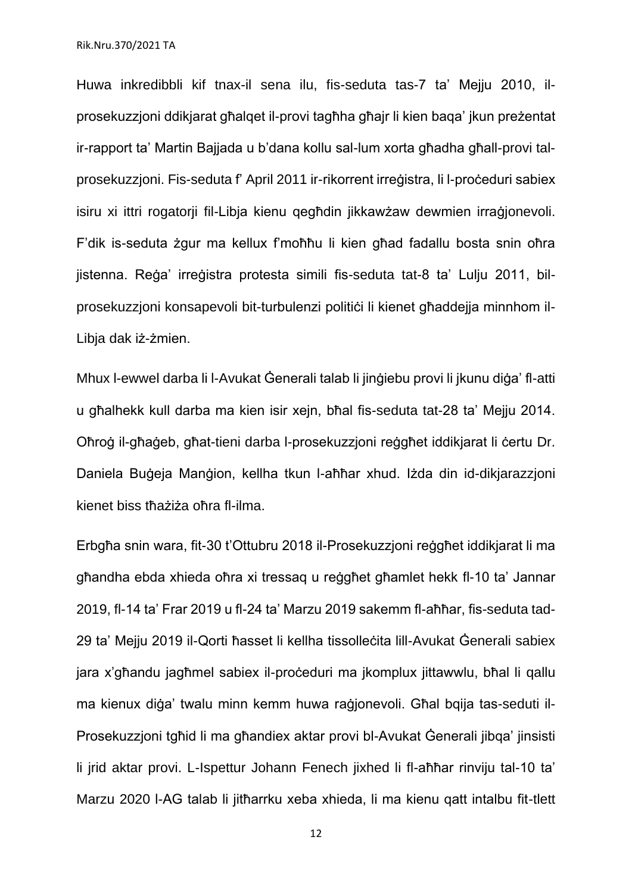Huwa inkredibbli kif tnax-il sena ilu, fis-seduta tas-7 ta' Mejju 2010, il-prosekuzzjoni ddikjarat għalqet il-provi tagħha għajr li kien baqa' jkun preżentat ir-rapport ta' Martin Bajjada u b'dana kollu sal-lum xorta għadha għall-provi tal-prosekuzzjoni. Fis-seduta f' April 2011 ir-rikorrent irreġistra, li l-proċeduri sabiex isiru xi ittri rogatorji fil-Libja kienu qegħdin jikkawżaw dewmien irraġjonevoli. F'dik is-seduta żgur ma kellux f'moħħu li kien għad fadallu bosta snin oħra jistenna. Reġa' irreġistra protesta simili fis-seduta tat-8 ta' Lulju 2011, bil-prosekuzzjoni konsapevoli bit-turbulenzi politiċi li kienet għaddejja minnhom il-Libja dak iż-żmien.

Mhux l-ewwel darba li l-Avukat Ġenerali talab li jinġiebu provi li jkunu diġa' fl-atti u għalhekk kull darba ma kien isir xejn, bħal fis-seduta tat-28 ta' Mejju 2014. Oħroġ il-għaġeb, għat-tieni darba l-prosekuzzjoni reġgħet iddikjarat li ċertu Dr. Daniela Buġeja Manġion, kellha tkun l-aħħar xhud. Iżda din id-dikjarazzjoni kienet biss tħażiża oħra fl-ilma.

Erbgħa snin wara, fit-30 t'Ottubru 2018 il-Prosekuzzjoni reġgħet iddikjarat li ma għandha ebda xhieda oħra xi tressaq u reġgħet għamlet hekk fl-10 ta' Jannar 2019, fl-14 ta' Frar 2019 u fl-24 ta' Marzu 2019 sakemm fl-aħħar, fis-seduta tad-29 ta' Mejju 2019 il-Qorti ħasset li kellha tissolleċita lill-Avukat Ġenerali sabiex jara x'għandu jagħmel sabiex il-proċeduri ma jkomplux jittawwlu, bħal li qallu ma kienux diġa' twalu minn kemm huwa raġjonevoli. Għal bqija tas-seduti il-Prosekuzzjoni tgħid li ma għandiex aktar provi bl-Avukat Ġenerali jibqa' jinsisti li jrid aktar provi. L-Ispettur Johann Fenech jixhed li fl-aħħar rinviju tal-10 ta' Marzu 2020 l-AG talab li jitħarrku xeba xhieda, li ma kienu qatt intalbu fit-tlett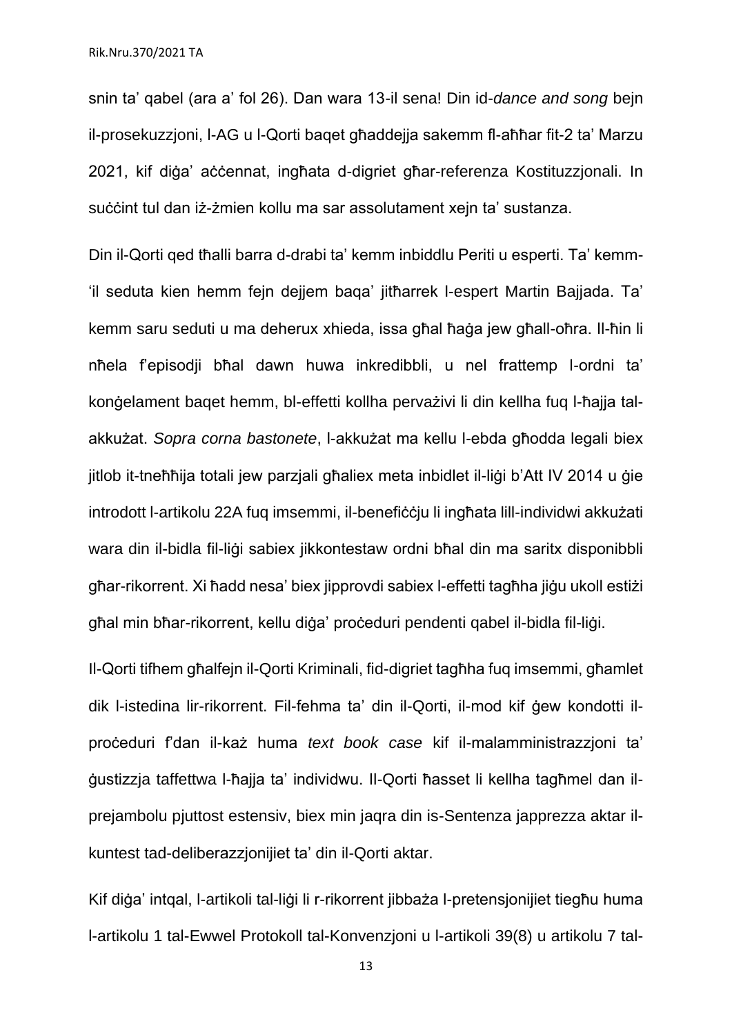snin ta' qabel (ara a' fol 26). Dan wara 13-il sena! Din id-*dance and song* bejn il-prosekuzzjoni, l-AG u l-Qorti baqet għaddejja sakemm fl-aħħar fit-2 ta' Marzu 2021, kif diġa' aċċennat, ingħata d-digriet għar-referenza Kostituzzjonali. In suċċint tul dan iż-żmien kollu ma sar assolutament xejn ta' sustanza.

Din il-Qorti qed tħalli barra d-drabi ta' kemm inbiddlu Periti u esperti. Ta' kemm-'il seduta kien hemm fejn dejjem baqa' jitħarrek l-espert Martin Bajjada. Ta' kemm saru seduti u ma deherux xhieda, issa għal ħaġa jew għall-oħra. Il-ħin li nħela f'episodji bħal dawn huwa inkredibbli, u nel frattemp l-ordni ta' konġelament baqet hemm, bl-effetti kollha pervażivi li din kellha fuq l-ħajja tal-akkużat. *Sopra corna bastonete*, l-akkużat ma kellu l-ebda għodda legali biex jitlob it-tneħħija totali jew parzjali għaliex meta inbidlet il-liġi b'Att IV 2014 u ġie introdott l-artikolu 22A fuq imsemmi, il-benefiċċju li ingħata lill-individwi akkużati wara din il-bidla fil-liġi sabiex jikkontestaw ordni bħal din ma saritx disponibbli għar-rikorrent. Xi ħadd nesa' biex jipprovdi sabiex l-effetti tagħha jiġu ukoll estiżi għal min bħar-rikorrent, kellu diġa' proċeduri pendenti qabel il-bidla fil-liġi.

Il-Qorti tifhem għalfejn il-Qorti Kriminali, fid-digriet tagħha fuq imsemmi, għamlet dik l-istedina lir-rikorrent. Fil-fehma ta' din il-Qorti, il-mod kif ġew kondotti il-proċeduri f'dan il-każ huma *text book case* kif il-malamministrazzjoni ta' ġustizzja taffettwa l-ħajja ta' individwu. Il-Qorti ħasset li kellha tagħmel dan il-prejambolu pjuttost estensiv, biex min jaqra din is-Sentenza japprezza aktar il-kuntest tad-deliberazzjonijiet ta' din il-Qorti aktar.

Kif diġa' intqal, l-artikoli tal-liġi li r-rikorrent jibbaża l-pretensjonijiet tiegħu huma l-artikolu 1 tal-Ewwel Protokoll tal-Konvenzjoni u l-artikoli 39(8) u artikolu 7 tal-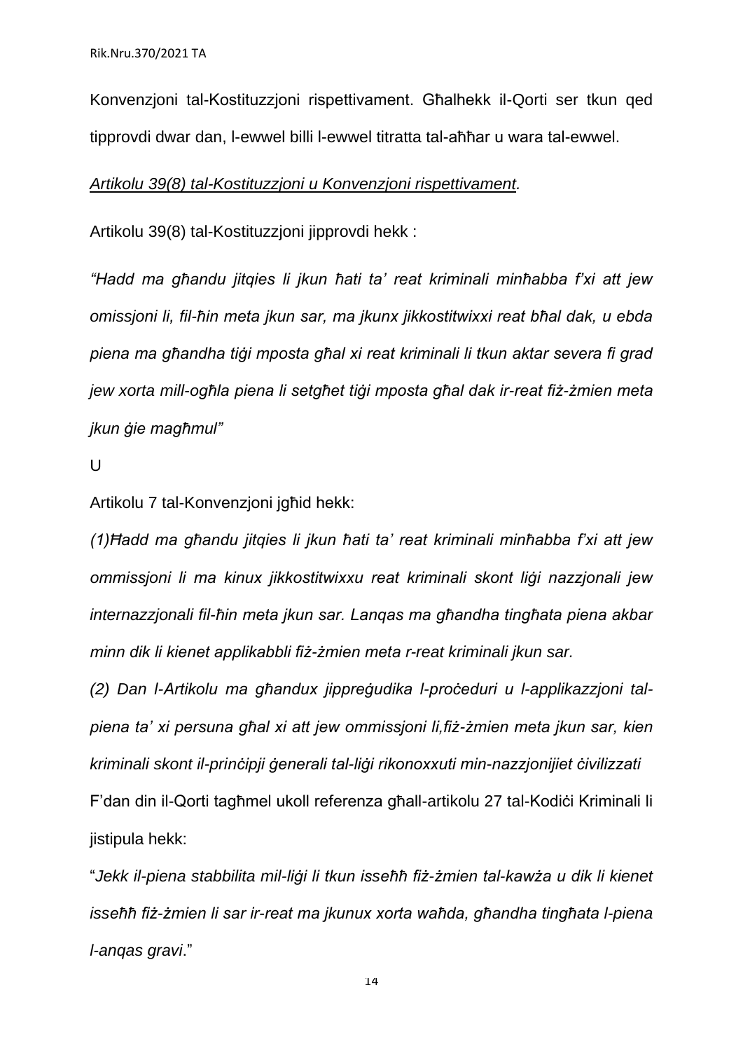Konvenzjoni tal-Kostituzzjoni rispettivament. Għalhekk il-Qorti ser tkun qed tipprovdi dwar dan, l-ewwel billi l-ewwel titratta tal-aħħar u wara tal-ewwel.

*Artikolu 39(8) tal-Kostituzzjoni u Konvenzjoni rispettivament.*

Artikolu 39(8) tal-Kostituzzjoni jipprovdi hekk :

*"Hadd ma għandu jitqies li jkun ħati ta' reat kriminali minħabba f'xi att jew omissjoni li, fil-ħin meta jkun sar, ma jkunx jikkostitwixxi reat bħal dak, u ebda piena ma għandha tiġi mposta għal xi reat kriminali li tkun aktar severa fi grad jew xorta mill-ogħla piena li setgħet tiġi mposta għal dak ir-reat fiż-żmien meta jkun ġie magħmul"*

U

Artikolu 7 tal-Konvenzjoni jgħid hekk:

*(1)Ħadd ma għandu jitqies li jkun ħati ta' reat kriminali minħabba f'xi att jew ommissjoni li ma kinux jikkostitwixxu reat kriminali skont liġi nazzjonali jew internazzjonali fil-ħin meta jkun sar. Lanqas ma għandha tingħata piena akbar minn dik li kienet applikabbli fiż-żmien meta r-reat kriminali jkun sar.*

*(2) Dan l-Artikolu ma għandux jippreġudika l-proċeduri u l-applikazzjoni tal-piena ta' xi persuna għal xi att jew ommissjoni li,fiż-żmien meta jkun sar, kien kriminali skont il-prinċipji ġenerali tal-liġi rikonoxxuti min-nazzjonijiet ċivilizzati*

F'dan din il-Qorti tagħmel ukoll referenza għall-artikolu 27 tal-Kodiċi Kriminali li jistipula hekk:

"*Jekk il-piena stabbilita mil-liġi li tkun isseħħ fiż-żmien tal-kawża u dik li kienet isseħħ fiż-żmien li sar ir-reat ma jkunux xorta waħda, għandha tingħata l-piena l-anqas gravi*."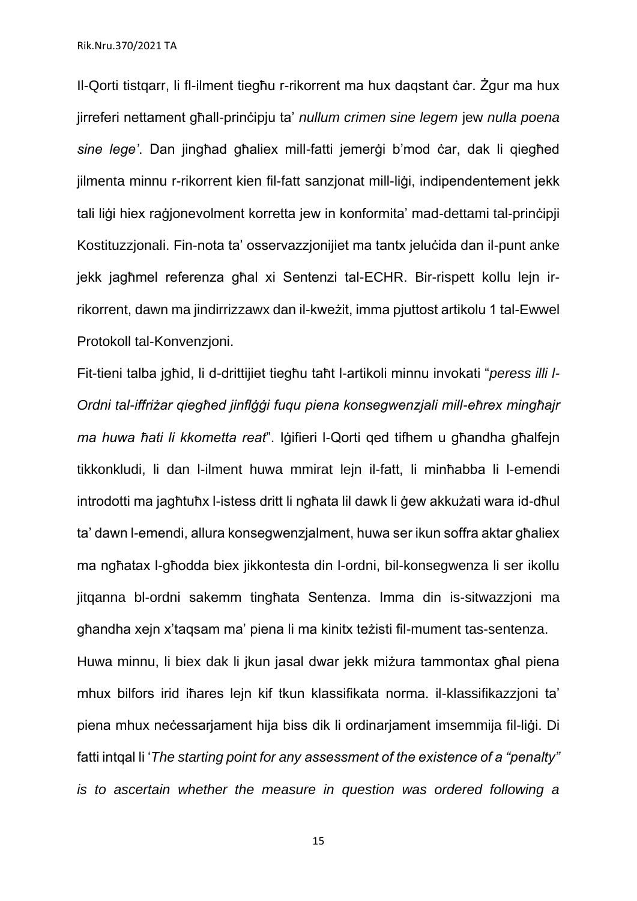Il-Qorti tistqarr, li fl-ilment tiegħu r-rikorrent ma hux daqstant ċar. Żgur ma hux jirreferi nettament għall-prinċipju ta' *nullum crimen sine legem* jew *nulla poena sine lege'*. Dan jingħad għaliex mill-fatti jemerġi b'mod ċar, dak li qiegħed jilmenta minnu r-rikorrent kien fil-fatt sanzjonat mill-liġi, indipendentement jekk tali liġi hiex raġjonevolment korretta jew in konformita' mad-dettami tal-prinċipji Kostituzzjonali. Fin-nota ta' osservazzjonijiet ma tantx jeluċida dan il-punt anke jekk jagħmel referenza għal xi Sentenzi tal-ECHR. Bir-rispett kollu lejn ir-rikorrent, dawn ma jindirrizzawx dan il-kweżit, imma pjuttost artikolu 1 tal-Ewwel Protokoll tal-Konvenzjoni.

Fit-tieni talba jgħid, li d-drittijiet tiegħu taħt l-artikoli minnu invokati "*peress illi l-Ordni tal-iffriżar qiegħed jinflġġi fuqu piena konsegwenzjali mill-eħrex mingħajr ma huwa ħati li kkometta reat*". Iġifieri l-Qorti qed tifhem u għandha għalfejn tikkonkludi, li dan l-ilment huwa mmirat lejn il-fatt, li minħabba li l-emendi introdotti ma jagħtuħx l-istess dritt li ngħata lil dawk li ġew akkużati wara id-dħul ta' dawn l-emendi, allura konsegwenzjalment, huwa ser ikun soffra aktar għaliex ma ngħatax l-għodda biex jikkontesta din l-ordni, bil-konsegwenza li ser ikollu jitqanna bl-ordni sakemm tingħata Sentenza. Imma din is-sitwazzjoni ma għandha xejn x'taqsam ma' piena li ma kinitx teżisti fil-mument tas-sentenza.

Huwa minnu, li biex dak li jkun jasal dwar jekk miżura tammontax għal piena mhux bilfors irid iħares lejn kif tkun klassifikata norma. il-klassifikazzjoni ta' piena mhux neċessarjament hija biss dik li ordinarjament imsemmija fil-liġi. Di fatti intqal li '*The starting point for any assessment of the existence of a "penalty" is to ascertain whether the measure in question was ordered following a*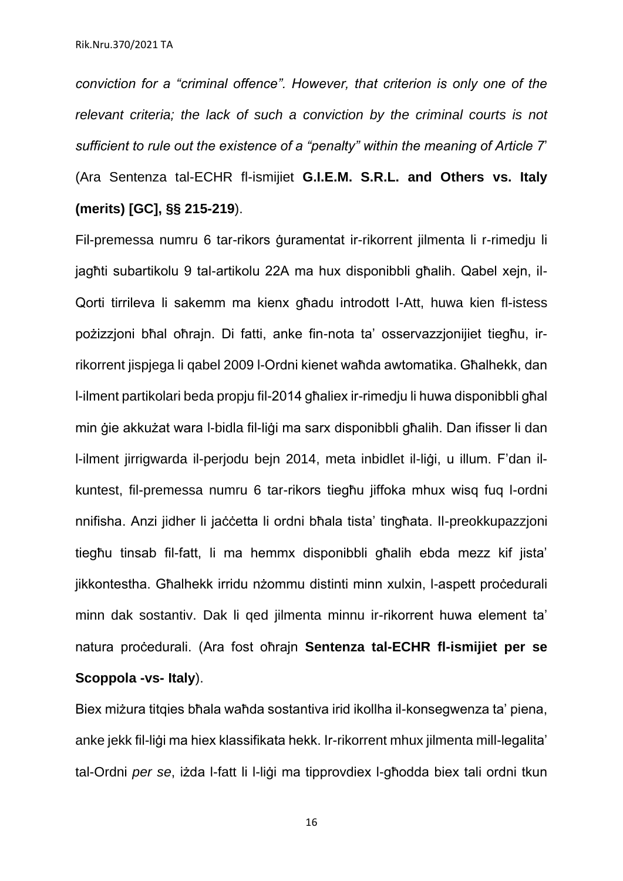*conviction for a "criminal offence". However, that criterion is only one of the relevant criteria; the lack of such a conviction by the criminal courts is not sufficient to rule out the existence of a "penalty" within the meaning of Article 7*' (Ara Sentenza tal-ECHR fl-ismijiet **G.I.E.M. S.R.L. and Others vs. Italy (merits) [GC], §§ 215-219**).

Fil-premessa numru 6 tar-rikors ġuramentat ir-rikorrent jilmenta li r-rimedju li jagħti subartikolu 9 tal-artikolu 22A ma hux disponibbli għalih. Qabel xejn, il-Qorti tirrileva li sakemm ma kienx għadu introdott l-Att, huwa kien fl-istess pożizzjoni bħal oħrajn. Di fatti, anke fin-nota ta' osservazzjonijiet tiegħu, ir-rikorrent jispjega li qabel 2009 l-Ordni kienet waħda awtomatika. Għalhekk, dan l-ilment partikolari beda propju fil-2014 għaliex ir-rimedju li huwa disponibbli għal min ġie akkużat wara l-bidla fil-liġi ma sarx disponibbli għalih. Dan ifisser li dan l-ilment jirrigwarda il-perjodu bejn 2014, meta inbidlet il-liġi, u illum. F'dan il-kuntest, fil-premessa numru 6 tar-rikors tiegħu jiffoka mhux wisq fuq l-ordni nnifisha. Anzi jidher li jaċċetta li ordni bħala tista' tingħata. Il-preokkupazzjoni tiegħu tinsab fil-fatt, li ma hemmx disponibbli għalih ebda mezz kif jista' jikkontestha. Għalhekk irridu nżommu distinti minn xulxin, l-aspett proċedurali minn dak sostantiv. Dak li qed jilmenta minnu ir-rikorrent huwa element ta' natura proċedurali. (Ara fost oħrajn **Sentenza tal-ECHR fl-ismijiet per se Scoppola -vs- Italy**).

Biex miżura titqies bħala waħda sostantiva irid ikollha il-konsegwenza ta' piena, anke jekk fil-liġi ma hiex klassifikata hekk. Ir-rikorrent mhux jilmenta mill-legalita' tal-Ordni *per se*, iżda l-fatt li l-liġi ma tipprovdiex l-għodda biex tali ordni tkun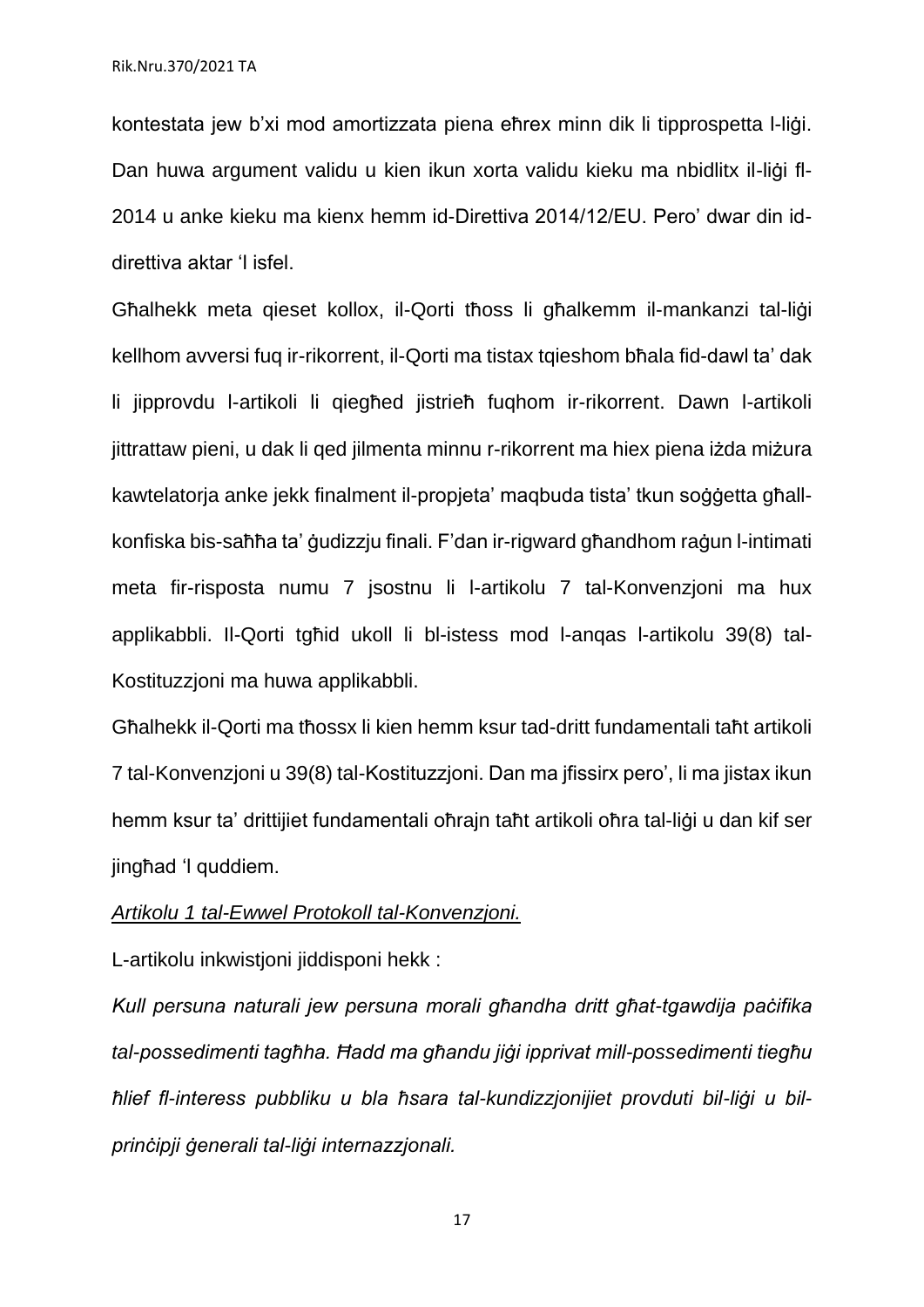kontestata jew b'xi mod amortizzata piena eħrex minn dik li tipprospetta l-liġi. Dan huwa argument validu u kien ikun xorta validu kieku ma nbidlitx il-liġi fl-2014 u anke kieku ma kienx hemm id-Direttiva 2014/12/EU. Pero' dwar din id-direttiva aktar 'l isfel.

Għalhekk meta qieset kollox, il-Qorti tħoss li għalkemm il-mankanzi tal-liġi kellhom avversi fuq ir-rikorrent, il-Qorti ma tistax tqieshom bħala fid-dawl ta' dak li jipprovdu l-artikoli li qiegħed jistrieħ fuqhom ir-rikorrent. Dawn l-artikoli jittrattaw pieni, u dak li qed jilmenta minnu r-rikorrent ma hiex piena iżda miżura kawtelatorja anke jekk finalment il-propjeta' maqbuda tista' tkun soġġetta għall-konfiska bis-saħħa ta' ġudizzju finali. F'dan ir-rigward għandhom raġun l-intimati meta fir-risposta numu 7 jsostnu li l-artikolu 7 tal-Konvenzjoni ma hux applikabbli. Il-Qorti tgħid ukoll li bl-istess mod l-anqas l-artikolu 39(8) tal-Kostituzzjoni ma huwa applikabbli.

Għalhekk il-Qorti ma tħossx li kien hemm ksur tad-dritt fundamentali taħt artikoli 7 tal-Konvenzjoni u 39(8) tal-Kostituzzjoni. Dan ma jfissirx pero', li ma jistax ikun hemm ksur ta' drittijiet fundamentali oħrajn taħt artikoli oħra tal-liġi u dan kif ser jingħad 'l quddiem.

<u>*Artikolu 1 tal-Ewwel Protokoll tal-Konvenzjoni.*</u>

L-artikolu inkwistjoni jiddisponi hekk :

*Kull persuna naturali jew persuna morali għandha dritt għat-tgawdija paċifika tal-possedimenti tagħha. Ħadd ma għandu jiġi ipprivat mill-possedimenti tiegħu ħlief fl-interess pubbliku u bla ħsara tal-kundizzjonijiet provduti bil-liġi u bil-prinċipji ġenerali tal-liġi internazzjonali.*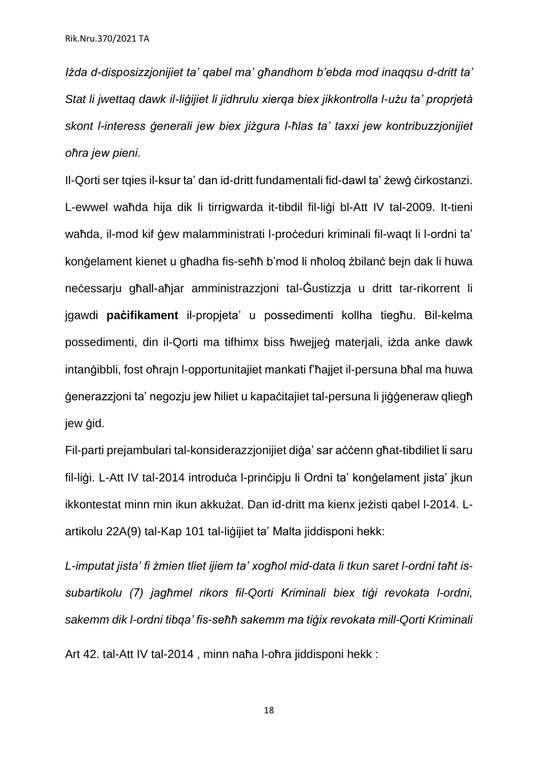*Iżda d-disposizzjonijiet ta' qabel ma' għandhom b'ebda mod inaqqsu d-dritt ta' Stat li jwettaq dawk il-liġijiet li jidhrulu xierqa biex jikkontrolla l-użu ta' proprjetà skont l-interess ġenerali jew biex jiżgura l-ħlas ta' taxxi jew kontribuzzjonijiet oħra jew pieni.*

Il-Qorti ser tqies il-ksur ta' dan id-dritt fundamentali fid-dawl ta' żewġ ċirkostanzi. L-ewwel waħda hija dik li tirrigwarda it-tibdil fil-liġi bl-Att IV tal-2009. It-tieni waħda, il-mod kif ġew malamministrati l-proċeduri kriminali fil-waqt li l-ordni ta' konġelament kienet u għadha fis-seħħ b'mod li nħoloq żbilanċ bejn dak li huwa neċessarju għall-aħjar amministrazzjoni tal-Ġustizzja u dritt tar-rikorrent li jgawdi **paċifikament** il-propjeta' u possedimenti kollha tiegħu. Bil-kelma possedimenti, din il-Qorti ma tifhimx biss ħwejjeġ materjali, iżda anke dawk intanġibbli, fost oħrajn l-opportunitajiet mankati f'ħajjet il-persuna bħal ma huwa ġenerazzjoni ta' negozju jew ħiliet u kapaċitajiet tal-persuna li jiġġeneraw qliegħ jew ġid.

Fil-parti prejambulari tal-konsiderazzjonijiet diġa' sar aċċenn għat-tibdiliet li saru fil-liġi. L-Att IV tal-2014 introduċa l-prinċipju li Ordni ta' konġelament jista' jkun ikkontestat minn min ikun akkużat. Dan id-dritt ma kienx jeżisti qabel l-2014. L-artikolu 22A(9) tal-Kap 101 tal-liġijiet ta' Malta jiddisponi hekk:

*L-imputat jista' fi żmien tliet ijiem ta' xogħol mid-data li tkun saret l-ordni taħt is-subartikolu (7) jagħmel rikors fil-Qorti Kriminali biex tiġi revokata l-ordni, sakemm dik l-ordni tibqa' fis-seħħ sakemm ma tiġix revokata mill-Qorti Kriminali*

Art 42. tal-Att IV tal-2014 , minn naħa l-oħra jiddisponi hekk :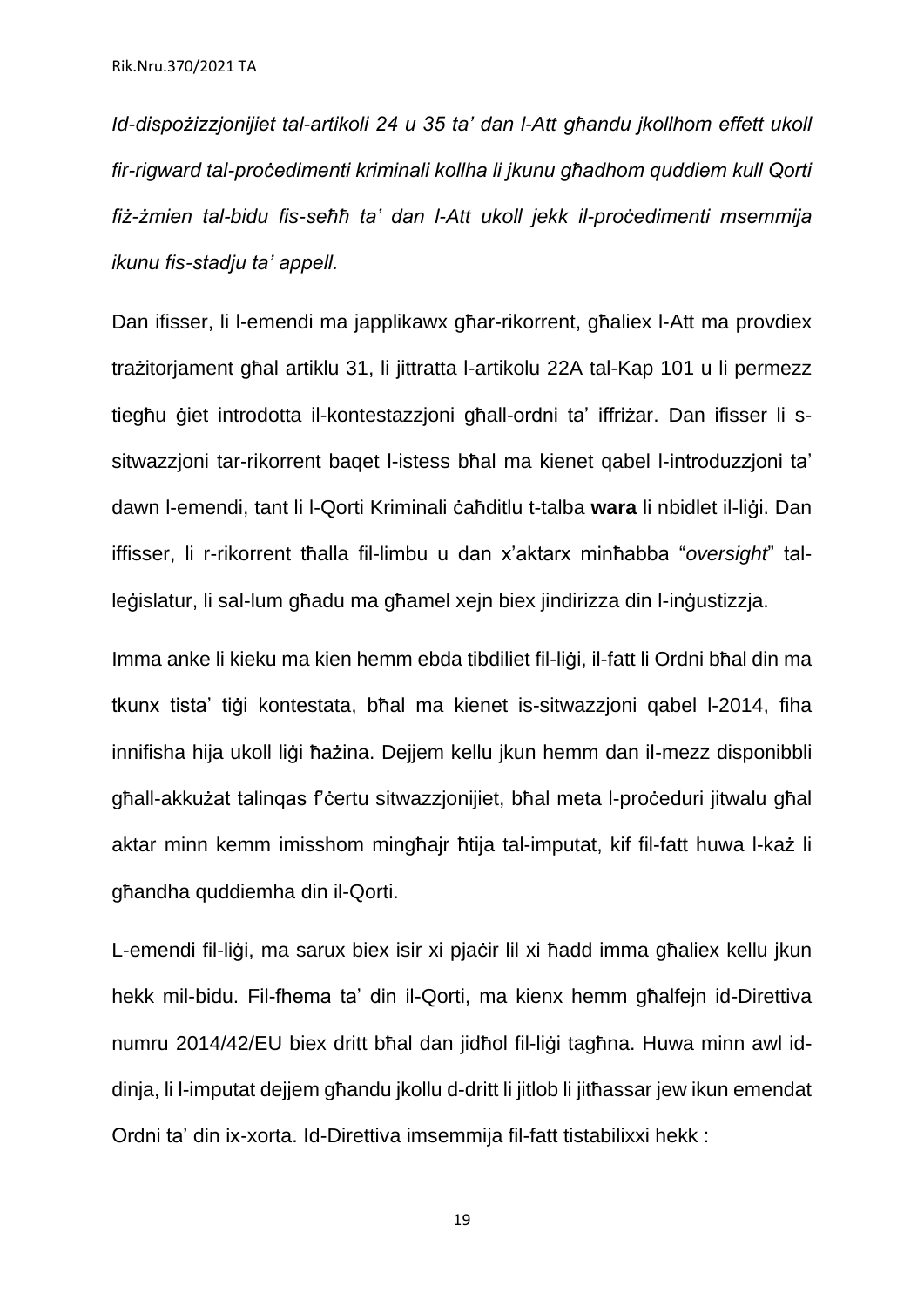*Id-dispożizzjonijiet tal-artikoli 24 u 35 ta' dan l-Att għandu jkollhom effett ukoll fir-rigward tal-proċedimenti kriminali kollha li jkunu għadhom quddiem kull Qorti fiż-żmien tal-bidu fis-seħħ ta' dan l-Att ukoll jekk il-proċedimenti msemmija ikunu fis-stadju ta' appell.*

Dan ifisser, li l-emendi ma japplikawx għar-rikorrent, għaliex l-Att ma provdiex trażitorjament għal artiklu 31, li jittratta l-artikolu 22A tal-Kap 101 u li permezz tiegħu ġiet introdotta il-kontestazzjoni għall-ordni ta' iffriżar. Dan ifisser li s-sitwazzjoni tar-rikorrent baqet l-istess bħal ma kienet qabel l-introduzzjoni ta' dawn l-emendi, tant li l-Qorti Kriminali ċaħditlu t-talba **wara** li nbidlet il-liġi. Dan iffisser, li r-rikorrent tħalla fil-limbu u dan x'aktarx minħabba "*oversight*" tal-leġislatur, li sal-lum għadu ma għamel xejn biex jindirizza din l-inġustizzja.

Imma anke li kieku ma kien hemm ebda tibdiliet fil-liġi, il-fatt li Ordni bħal din ma tkunx tista' tiġi kontestata, bħal ma kienet is-sitwazzjoni qabel l-2014, fiha innifisha hija ukoll liġi ħażina. Dejjem kellu jkun hemm dan il-mezz disponibbli għall-akkużat talinqas f'ċertu sitwazzjonijiet, bħal meta l-proċeduri jitwalu għal aktar minn kemm imisshom mingħajr ħtija tal-imputat, kif fil-fatt huwa l-każ li għandha quddiemha din il-Qorti.

L-emendi fil-liġi, ma sarux biex isir xi pjaċir lil xi ħadd imma għaliex kellu jkun hekk mil-bidu. Fil-fhema ta' din il-Qorti, ma kienx hemm għalfejn id-Direttiva numru 2014/42/EU biex dritt bħal dan jidħol fil-liġi tagħna. Huwa minn awl id-dinja, li l-imputat dejjem għandu jkollu d-dritt li jitlob li jitħassar jew ikun emendat Ordni ta' din ix-xorta. Id-Direttiva imsemmija fil-fatt tistabilixxi hekk :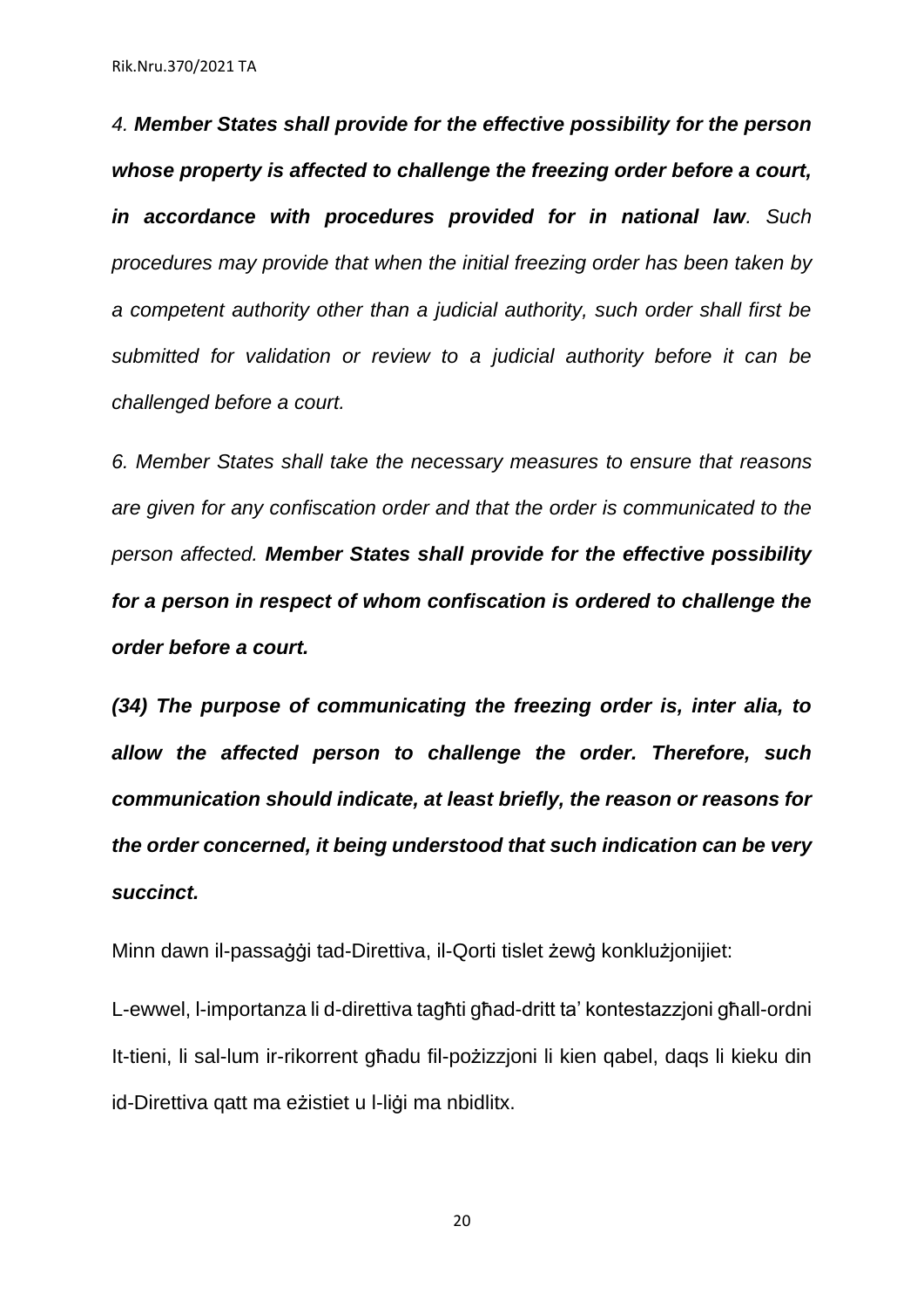*4. **Member States shall provide for the effective possibility for the person whose property is affected to challenge the freezing order before a court, in accordance with procedures provided for in national law**. Such procedures may provide that when the initial freezing order has been taken by a competent authority other than a judicial authority, such order shall first be submitted for validation or review to a judicial authority before it can be challenged before a court.*

*6. Member States shall take the necessary measures to ensure that reasons are given for any confiscation order and that the order is communicated to the person affected. **Member States shall provide for the effective possibility for a person in respect of whom confiscation is ordered to challenge the order before a court.***

***(34) The purpose of communicating the freezing order is, inter alia, to allow the affected person to challenge the order. Therefore, such communication should indicate, at least briefly, the reason or reasons for the order concerned, it being understood that such indication can be very succinct.***

Minn dawn il-passaġġi tad-Direttiva, il-Qorti tislet żewġ konklużjonijiet:

L-ewwel, l-importanza li d-direttiva tagħti għad-dritt ta' kontestazzjoni għall-ordni

It-tieni, li sal-lum ir-rikorrent għadu fil-pożizzjoni li kien qabel, daqs li kieku din id-Direttiva qatt ma eżistiet u l-liġi ma nbidlitx.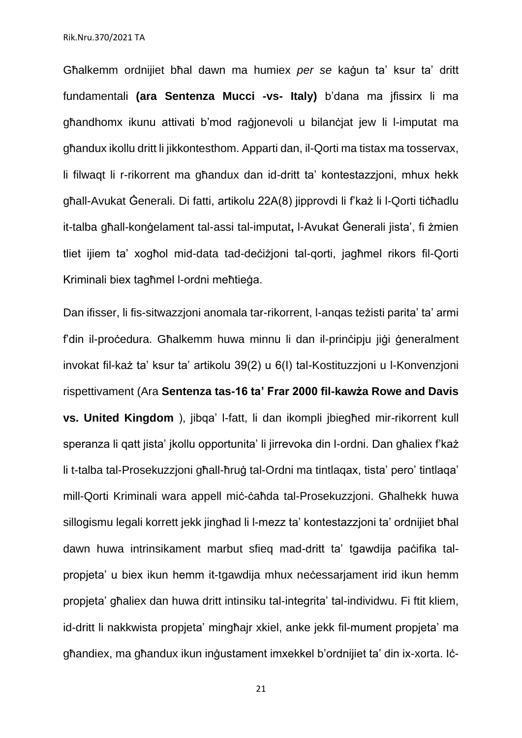Għalkemm ordnijiet bħal dawn ma humiex *per se* kaġun ta' ksur ta' dritt fundamentali **(ara Sentenza Mucci -vs- Italy)** b'dana ma jfissirx li ma għandhomx ikunu attivati b'mod raġjonevoli u bilanċjat jew li l-imputat ma għandux ikollu dritt li jikkontesthom. Apparti dan, il-Qorti ma tistax ma tosservax, li filwaqt li r-rikorrent ma għandux dan id-dritt ta' kontestazzjoni, mhux hekk għall-Avukat Ġenerali. Di fatti, artikolu 22A(8) jipprovdi li f'każ li l-Qorti tiċħadlu it-talba għall-konġelament tal-assi tal-imputat**,** l-Avukat Ġenerali jista', fi żmien tliet ijiem ta' xogħol mid-data tad-deċiżjoni tal-qorti, jagħmel rikors fil-Qorti Kriminali biex tagħmel l-ordni meħtieġa.

Dan ifisser, li fis-sitwazzjoni anomala tar-rikorrent, l-anqas teżisti parita' ta' armi f'din il-proċedura. Għalkemm huwa minnu li dan il-prinċipju jiġi ġeneralment invokat fil-każ ta' ksur ta' artikolu 39(2) u 6(I) tal-Kostituzzjoni u l-Konvenzjoni rispettivament (Ara **Sentenza tas-16 ta' Frar 2000 fil-kawża Rowe and Davis vs. United Kingdom** ), jibqa' l-fatt, li dan ikompli jbiegħed mir-rikorrent kull speranza li qatt jista' jkollu opportunita' li jirrevoka din l-ordni. Dan għaliex f'każ li t-talba tal-Prosekuzzjoni għall-ħruġ tal-Ordni ma tintlaqax, tista' pero' tintlaqa' mill-Qorti Kriminali wara appell miċ-ċaħda tal-Prosekuzzjoni. Għalhekk huwa sillogismu legali korrett jekk jingħad li l-mezz ta' kontestazzjoni ta' ordnijiet bħal dawn huwa intrinsikament marbut sfieq mad-dritt ta' tgawdija paċifika tal-propjeta' u biex ikun hemm it-tgawdija mhux neċessarjament irid ikun hemm propjeta' għaliex dan huwa dritt intinsiku tal-integrita' tal-individwu. Fi ftit kliem, id-dritt li nakkwista propjeta' mingħajr xkiel, anke jekk fil-mument propjeta' ma għandiex, ma għandux ikun inġustament imxekkel b'ordnijiet ta' din ix-xorta. Iċ-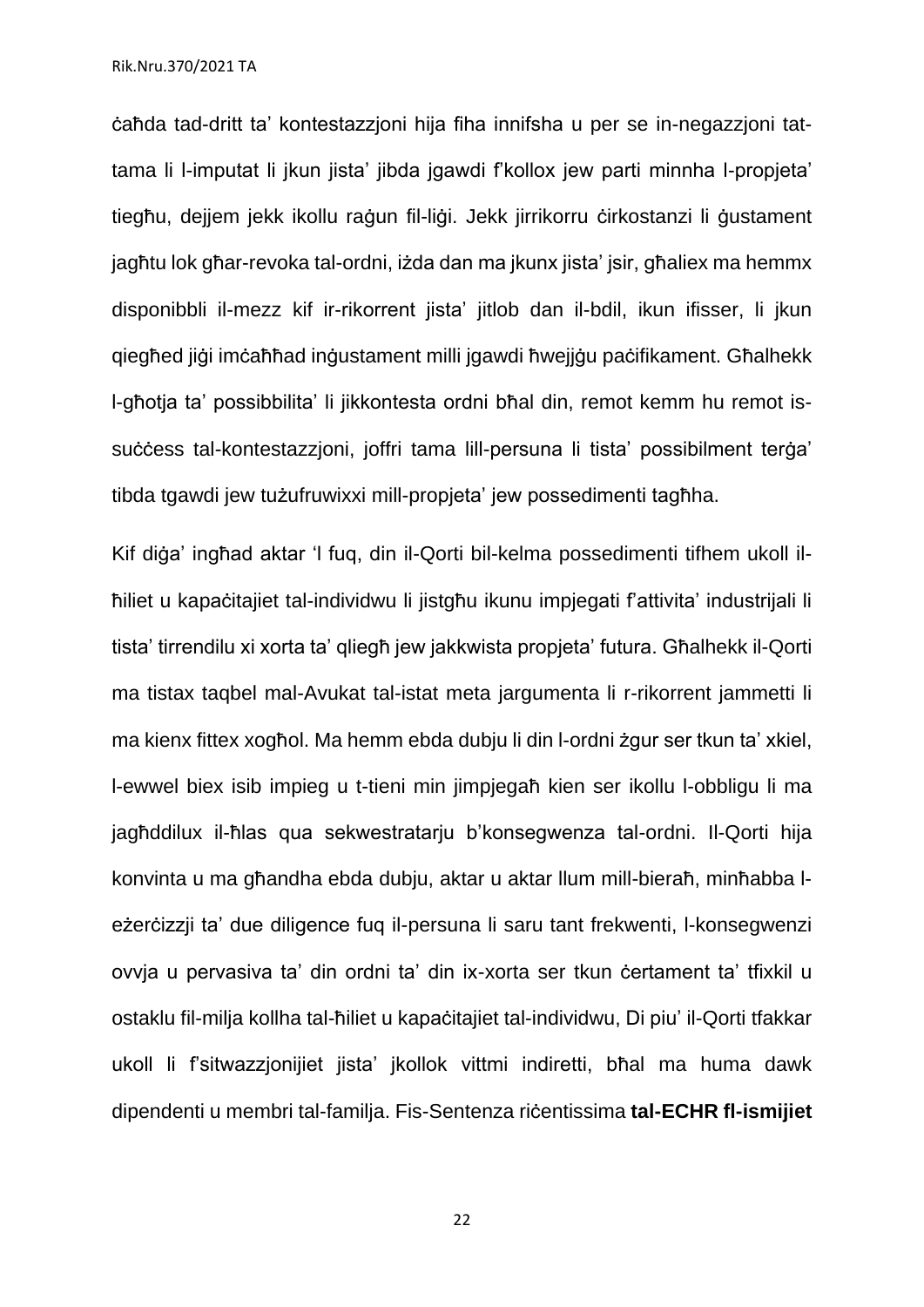ċaħda tad-dritt ta' kontestazzjoni hija fiha innifsha u per se in-negazzjoni tat-tama li l-imputat li jkun jista' jibda jgawdi f'kollox jew parti minnha l-propjeta' tiegħu, dejjem jekk ikollu raġun fil-liġi. Jekk jirrikorru ċirkostanzi li ġustament jagħtu lok għar-revoka tal-ordni, iżda dan ma jkunx jista' jsir, għaliex ma hemmx disponibbli il-mezz kif ir-rikorrent jista' jitlob dan il-bdil, ikun ifisser, li jkun qiegħed jiġi imċaħħad inġustament milli jgawdi ħwejjġu paċifikament. Għalhekk l-għotja ta' possibbilita' li jikkontesta ordni bħal din, remot kemm hu remot is-suċċess tal-kontestazzjoni, joffri tama lill-persuna li tista' possibilment terġa' tibda tgawdi jew tużufruwixxi mill-propjeta' jew possedimenti tagħha.

Kif diġa' ingħad aktar 'l fuq, din il-Qorti bil-kelma possedimenti tifhem ukoll il-ħiliet u kapaċitajiet tal-individwu li jistgħu ikunu impjegati f'attivita' industrijali li tista' tirrendilu xi xorta ta' qliegħ jew jakkwista propjeta' futura. Għalhekk il-Qorti ma tistax taqbel mal-Avukat tal-istat meta jargumenta li r-rikorrent jammetti li ma kienx fittex xogħol. Ma hemm ebda dubju li din l-ordni żgur ser tkun ta' xkiel, l-ewwel biex isib impieg u t-tieni min jimpjegaħ kien ser ikollu l-obbligu li ma jagħddilux il-ħlas qua sekwestratarju b'konsegwenza tal-ordni. Il-Qorti hija konvinta u ma għandha ebda dubju, aktar u aktar llum mill-bieraħ, minħabba l-eżerċizzji ta' due diligence fuq il-persuna li saru tant frekwenti, l-konsegwenzi ovvja u pervasiva ta' din ordni ta' din ix-xorta ser tkun ċertament ta' tfixkil u ostaklu fil-milja kollha tal-ħiliet u kapaċitajiet tal-individwu, Di piu' il-Qorti tfakkar ukoll li f'sitwazzjonijiet jista' jkollok vittmi indiretti, bħal ma huma dawk dipendenti u membri tal-familja. Fis-Sentenza riċentissima **tal-ECHR fl-ismijiet**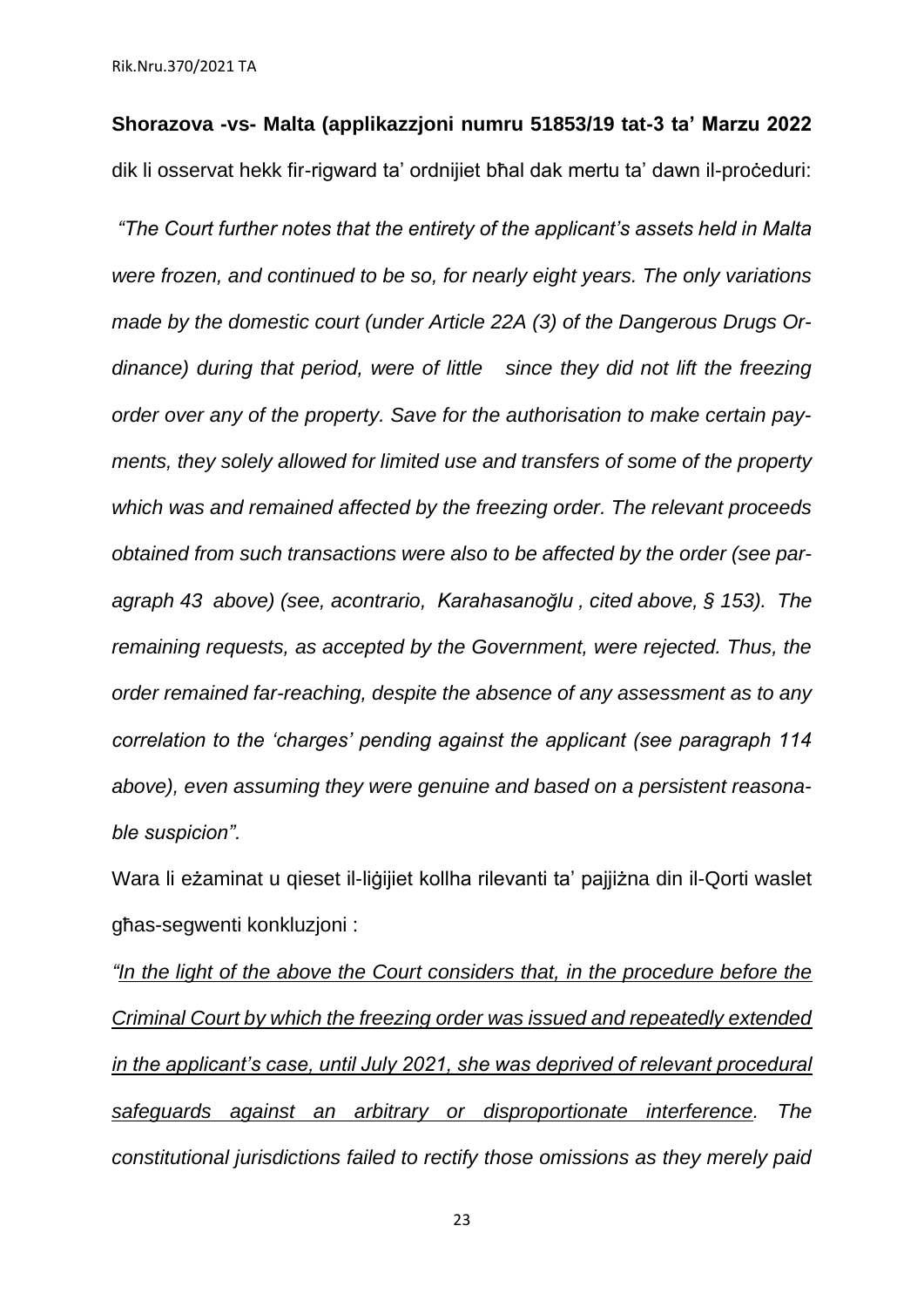**Shorazova -vs- Malta (applikazzjoni numru 51853/19 tat-3 ta' Marzu 2022** dik li osservat hekk fir-rigward ta' ordnijiet bħal dak mertu ta' dawn il-proċeduri:

*"The Court further notes that the entirety of the applicant's assets held in Malta were frozen, and continued to be so, for nearly eight years. The only variations made by the domestic court (under Article 22A (3) of the Dangerous Drugs Ordinance) during that period, were of little since they did not lift the freezing order over any of the property. Save for the authorisation to make certain payments, they solely allowed for limited use and transfers of some of the property which was and remained affected by the freezing order. The relevant proceeds obtained from such transactions were also to be affected by the order (see paragraph 43 above) (see, acontrario, Karahasanoğlu , cited above, § 153). The remaining requests, as accepted by the Government, were rejected. Thus, the order remained far-reaching, despite the absence of any assessment as to any correlation to the 'charges' pending against the applicant (see paragraph 114 above), even assuming they were genuine and based on a persistent reasonable suspicion".*

Wara li eżaminat u qieset il-liġijiet kollha rilevanti ta' pajjiżna din il-Qorti waslet għas-segwenti konkluzjoni :

*"<u>In the light of the above the Court considers that, in the procedure before the Criminal Court by which the freezing order was issued and repeatedly extended in the applicant's case, until July 2021, she was deprived of relevant procedural safeguards against an arbitrary or disproportionate interference</u>. The constitutional jurisdictions failed to rectify those omissions as they merely paid*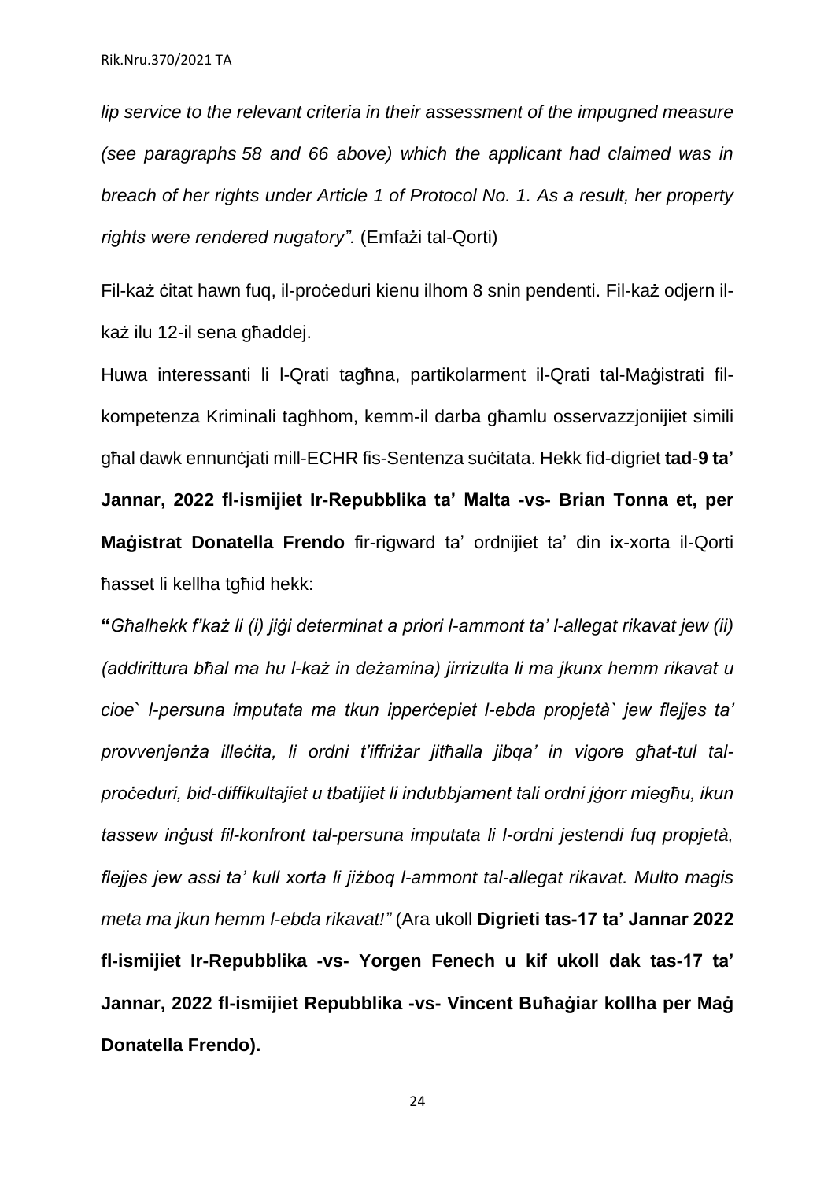*lip service to the relevant criteria in their assessment of the impugned measure (see paragraphs 58 and 66 above) which the applicant had claimed was in breach of her rights under Article 1 of Protocol No. 1. As a result, her property rights were rendered nugatory".* (Emfażi tal-Qorti)

Fil-każ ċitat hawn fuq, il-proċeduri kienu ilhom 8 snin pendenti. Fil-każ odjern il-każ ilu 12-il sena għaddej.

Huwa interessanti li l-Qrati tagħna, partikolarment il-Qrati tal-Maġistrati fil-kompetenza Kriminali tagħhom, kemm-il darba għamlu osservazzjonijiet simili għal dawk ennunċjati mill-ECHR fis-Sentenza suċitata. Hekk fid-digriet **tad-9 ta' Jannar, 2022 fl-ismijiet Ir-Repubblika ta' Malta -vs- Brian Tonna et, per Maġistrat Donatella Frendo** fir-rigward ta' ordnijiet ta' din ix-xorta il-Qorti ħasset li kellha tgħid hekk:

**"***Għalhekk f'każ li (i) jiġi determinat a priori l-ammont ta' l-allegat rikavat jew (ii) (addirittura bħal ma hu l-każ in deżamina) jirrizulta li ma jkunx hemm rikavat u cioe` l-persuna imputata ma tkun ipperċepiet l-ebda propjetà` jew flejjes ta' provvenjenża illeċita, li ordni t'iffriżar jitħalla jibqa' in vigore għat-tul tal-proċeduri, bid-diffikultajiet u tbatijiet li indubbjament tali ordni jġorr miegħu, ikun tassew inġust fil-konfront tal-persuna imputata li l-ordni jestendi fuq propjetà, flejjes jew assi ta' kull xorta li jiżboq l-ammont tal-allegat rikavat. Multo magis meta ma jkun hemm l-ebda rikavat!"* (Ara ukoll **Digrieti tas-17 ta' Jannar 2022 fl-ismijiet Ir-Repubblika -vs- Yorgen Fenech u kif ukoll dak tas-17 ta' Jannar, 2022 fl-ismijiet Repubblika -vs- Vincent Buħaġiar kollha per Maġ Donatella Frendo).**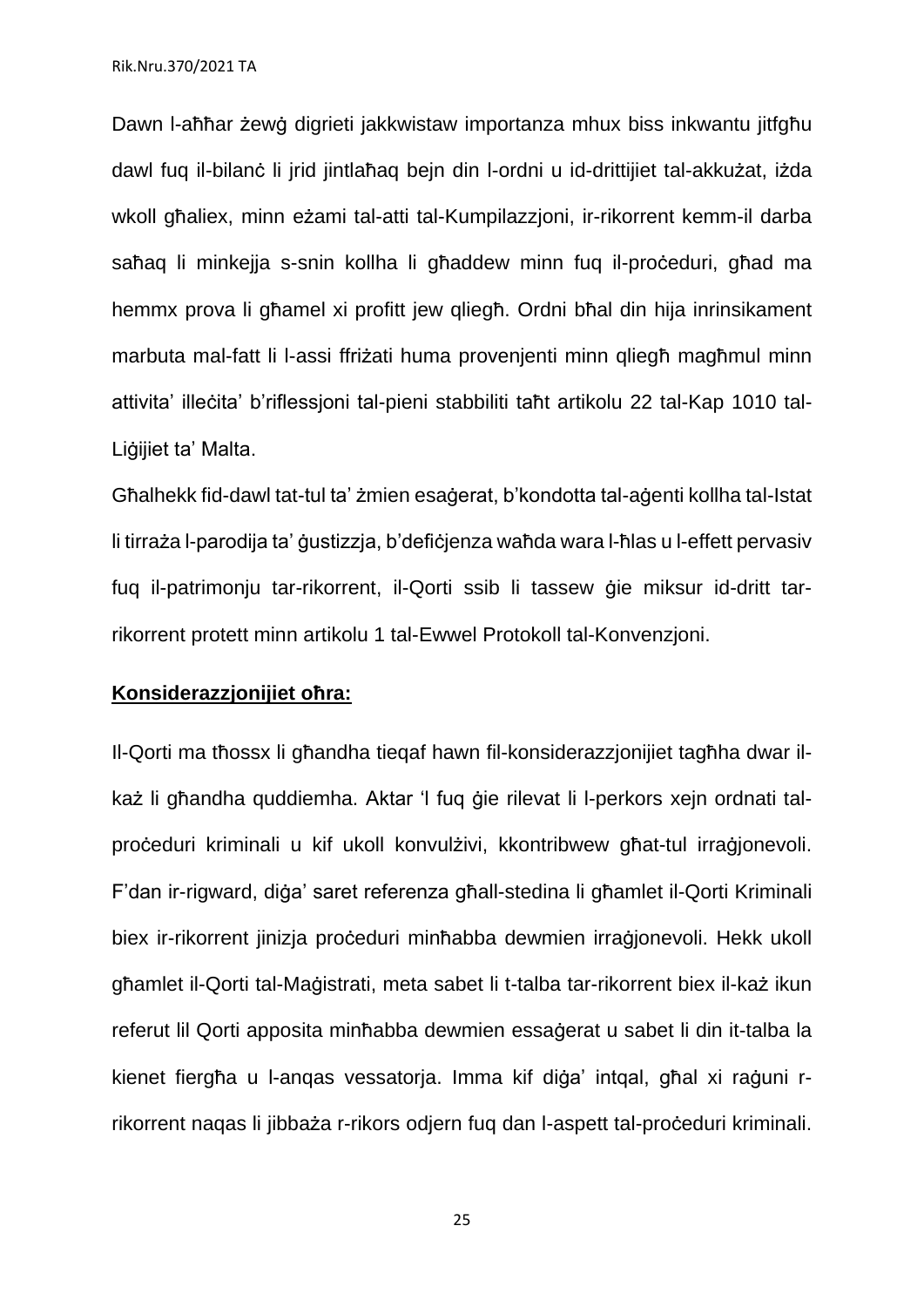Dawn l-aħħar żewġ digrieti jakkwistaw importanza mhux biss inkwantu jitfgħu dawl fuq il-bilanċ li jrid jintlaħaq bejn din l-ordni u id-drittijiet tal-akkużat, iżda wkoll għaliex, minn eżami tal-atti tal-Kumpilazzjoni, ir-rikorrent kemm-il darba saħaq li minkejja s-snin kollha li għaddew minn fuq il-proċeduri, għad ma hemmx prova li għamel xi profitt jew qliegħ. Ordni bħal din hija inrinsikament marbuta mal-fatt li l-assi ffriżati huma provenjenti minn qliegħ magħmul minn attivita' illeċita' b'riflessjoni tal-pieni stabbiliti taħt artikolu 22 tal-Kap 1010 tal-Liġijiet ta' Malta.

Għalhekk fid-dawl tat-tul ta' żmien esaġerat, b'kondotta tal-aġenti kollha tal-Istat li tirraża l-parodija ta' ġustizzja, b'defiċjenza waħda wara l-ħlas u l-effett pervasiv fuq il-patrimonju tar-rikorrent, il-Qorti ssib li tassew ġie miksur id-dritt tar-rikorrent protett minn artikolu 1 tal-Ewwel Protokoll tal-Konvenzjoni.

**Konsiderazzjonijiet oħra:**

Il-Qorti ma tħossx li għandha tieqaf hawn fil-konsiderazzjonijiet tagħha dwar il-każ li għandha quddiemha. Aktar 'l fuq ġie rilevat li l-perkors xejn ordnati tal-proċeduri kriminali u kif ukoll konvulżivi, kkontribwew għat-tul irraġjonevoli. F'dan ir-rigward, diġa' saret referenza għall-stedina li għamlet il-Qorti Kriminali biex ir-rikorrent jinizja proċeduri minħabba dewmien irraġjonevoli. Hekk ukoll għamlet il-Qorti tal-Maġistrati, meta sabet li t-talba tar-rikorrent biex il-każ ikun referut lil Qorti apposita minħabba dewmien essaġerat u sabet li din it-talba la kienet fiergħa u l-anqas vessatorja. Imma kif diġa' intqal, għal xi raġuni r-rikorrent naqas li jibbaża r-rikors odjern fuq dan l-aspett tal-proċeduri kriminali.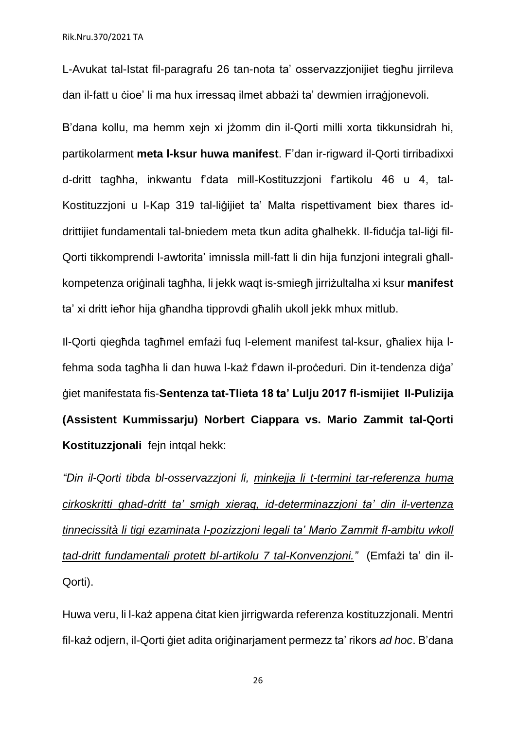L-Avukat tal-Istat fil-paragrafu 26 tan-nota ta' osservazzjonijiet tiegħu jirrileva dan il-fatt u ċioe' li ma hux irressaq ilmet abbażi ta' dewmien irraġjonevoli.

B'dana kollu, ma hemm xejn xi jżomm din il-Qorti milli xorta tikkunsidrah hi, partikolarment **meta l-ksur huwa manifest**. F'dan ir-rigward il-Qorti tirribadixxi d-dritt tagħha, inkwantu f'data mill-Kostituzzjoni f'artikolu 46 u 4, tal-Kostituzzjoni u l-Kap 319 tal-liġijiet ta' Malta rispettivament biex tħares id-drittijiet fundamentali tal-bniedem meta tkun adita għalhekk. Il-fiduċja tal-liġi fil-Qorti tikkomprendi l-awtorita' imnissla mill-fatt li din hija funzjoni integrali għall-kompetenza oriġinali tagħha, li jekk waqt is-smiegħ jirriżultalha xi ksur **manifest** ta' xi dritt ieħor hija għandha tipprovdi għalih ukoll jekk mhux mitlub.

Il-Qorti qiegħda tagħmel emfażi fuq l-element manifest tal-ksur, għaliex hija l-fehma soda tagħha li dan huwa l-każ f'dawn il-proċeduri. Din it-tendenza diġa' ġiet manifestata fis-**Sentenza tat-Tlieta 18 ta' Lulju 2017 fl-ismijiet Il-Pulizija (Assistent Kummissarju) Norbert Ciappara vs. Mario Zammit tal-Qorti Kostituzzjonali** fejn intqal hekk:

*"Din il-Qorti tibda bl-osservazzjoni li, <u>minkejja li t-termini tar-referenza huma cirkoskritti ghad-dritt ta' smigh xieraq, id-determinazzjoni ta' din il-vertenza tinnecissità li tigi ezaminata l-pozizzjoni legali ta' Mario Zammit fl-ambitu wkoll tad-dritt fundamentali protett bl-artikolu 7 tal-Konvenzjoni."</u>* (Emfażi ta' din il-Qorti).

Huwa veru, li l-każ appena ċitat kien jirrigwarda referenza kostituzzjonali. Mentri fil-każ odjern, il-Qorti ġiet adita oriġinarjament permezz ta' rikors *ad hoc*. B'dana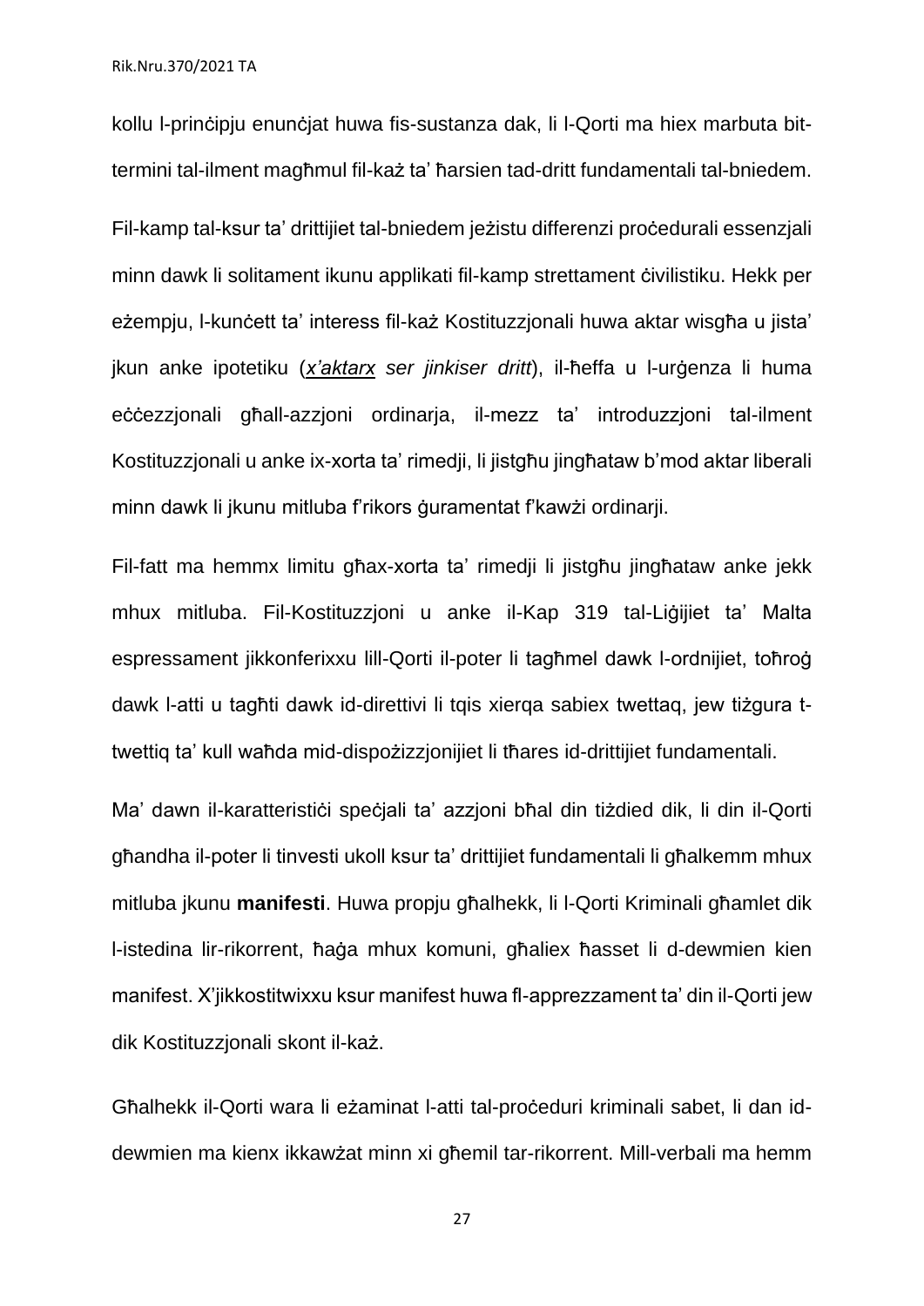kollu l-prinċipju enunċjat huwa fis-sustanza dak, li l-Qorti ma hiex marbuta bit-termini tal-ilment magħmul fil-każ ta' ħarsien tad-dritt fundamentali tal-bniedem.

Fil-kamp tal-ksur ta' drittijiet tal-bniedem jeżistu differenzi proċedurali essenzjali minn dawk li solitament ikunu applikati fil-kamp strettament ċivilistiku. Hekk per eżempju, l-kunċett ta' interess fil-każ Kostituzzjonali huwa aktar wisgħa u jista' jkun anke ipotetiku (*x'aktarx ser jinkiser dritt*), il-ħeffa u l-urġenza li huma eċċezzjonali għall-azzjoni ordinarja, il-mezz ta' introduzzjoni tal-ilment Kostituzzjonali u anke ix-xorta ta' rimedji, li jistgħu jingħataw b'mod aktar liberali minn dawk li jkunu mitluba f'rikors ġuramentat f'kawżi ordinarji.

Fil-fatt ma hemmx limitu għax-xorta ta' rimedji li jistgħu jingħataw anke jekk mhux mitluba. Fil-Kostituzzjoni u anke il-Kap 319 tal-Liġijiet ta' Malta espressament jikkonferixxu lill-Qorti il-poter li tagħmel dawk l-ordnijiet, toħroġ dawk l-atti u tagħti dawk id-direttivi li tqis xierqa sabiex twettaq, jew tiżgura t-twettiq ta' kull waħda mid-dispożizzjonijiet li tħares id-drittijiet fundamentali.

Ma' dawn il-karatteristiċi speċjali ta' azzjoni bħal din tiżdied dik, li din il-Qorti għandha il-poter li tinvesti ukoll ksur ta' drittijiet fundamentali li għalkemm mhux mitluba jkunu **manifesti**. Huwa propju għalhekk, li l-Qorti Kriminali għamlet dik l-istedina lir-rikorrent, ħaġa mhux komuni, għaliex ħasset li d-dewmien kien manifest. X'jikkostitwixxu ksur manifest huwa fl-apprezzament ta' din il-Qorti jew dik Kostituzzjonali skont il-każ.

Għalhekk il-Qorti wara li eżaminat l-atti tal-proċeduri kriminali sabet, li dan id-dewmien ma kienx ikkawżat minn xi għemil tar-rikorrent. Mill-verbali ma hemm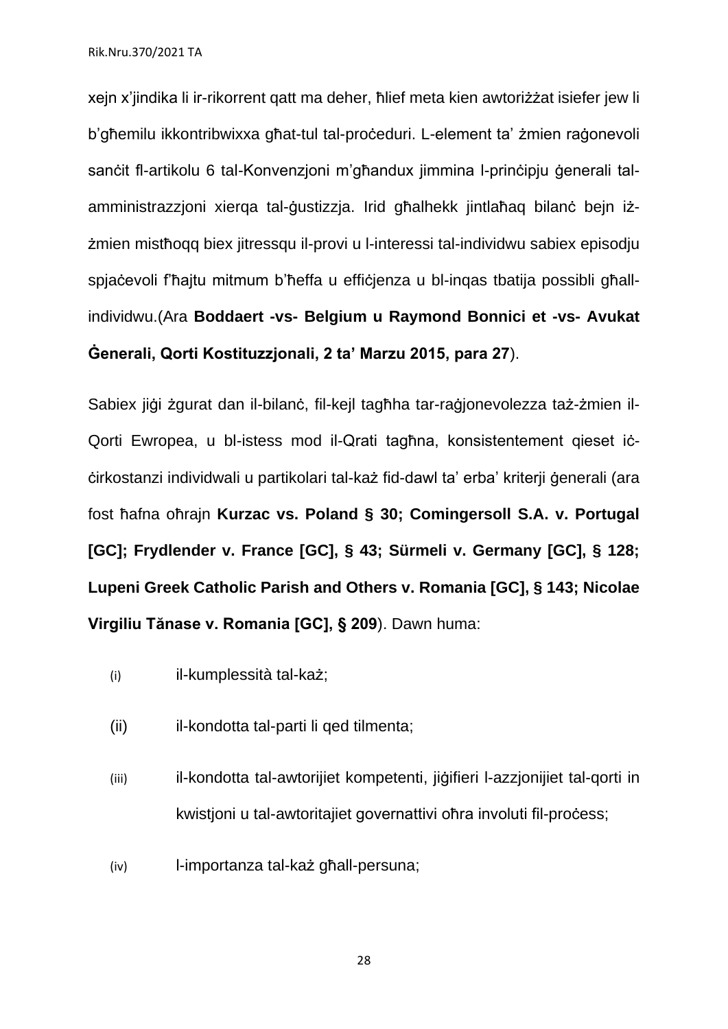xejn x'jindika li ir-rikorrent qatt ma deher, ħlief meta kien awtorizżat isiefer jew li b'għemilu ikkontribwixxa għat-tul tal-proċeduri. L-element ta' żmien raġonevoli sanċit fl-artikolu 6 tal-Konvenzjoni m'għandux jimmina l-prinċipju ġenerali tal-amministrazzjoni xierqa tal-ġustizzja. Irid għalhekk jintlaħaq bilanċ bejn iż-żmien mistħoqq biex jitressqu il-provi u l-interessi tal-individwu sabiex episodju spjaċevoli f'ħajtu mitmum b'ħeffa u effiċjenza u bl-inqas tbatija possibli għall-individwu.(Ara **Boddaert -vs- Belgium u Raymond Bonnici et -vs- Avukat Ġenerali, Qorti Kostituzzjonali, 2 ta' Marzu 2015, para 27**).

Sabiex jiġi żgurat dan il-bilanċ, fil-kejl tagħha tar-raġjonevolezza taż-żmien il-Qorti Ewropea, u bl-istess mod il-Qrati tagħna, konsistentement qieset iċ-ċirkostanzi individwali u partikolari tal-każ fid-dawl ta' erba' kriterji ġenerali (ara fost ħafna oħrajn **Kurzac vs. Poland § 30; Comingersoll S.A. v. Portugal [GC]; Frydlender v. France [GC], § 43; Sürmeli v. Germany [GC], § 128; Lupeni Greek Catholic Parish and Others v. Romania [GC], § 143; Nicolae Virgiliu Tănase v. Romania [GC], § 209**). Dawn huma:

(i) il-kumplessità tal-każ;

(ii) il-kondotta tal-parti li qed tilmenta;

(iii) il-kondotta tal-awtorijiet kompetenti, jiġifieri l-azzjonijiet tal-qorti in kwistjoni u tal-awtoritajiet governattivi oħra involuti fil-proċess;

(iv) l-importanza tal-każ għall-persuna;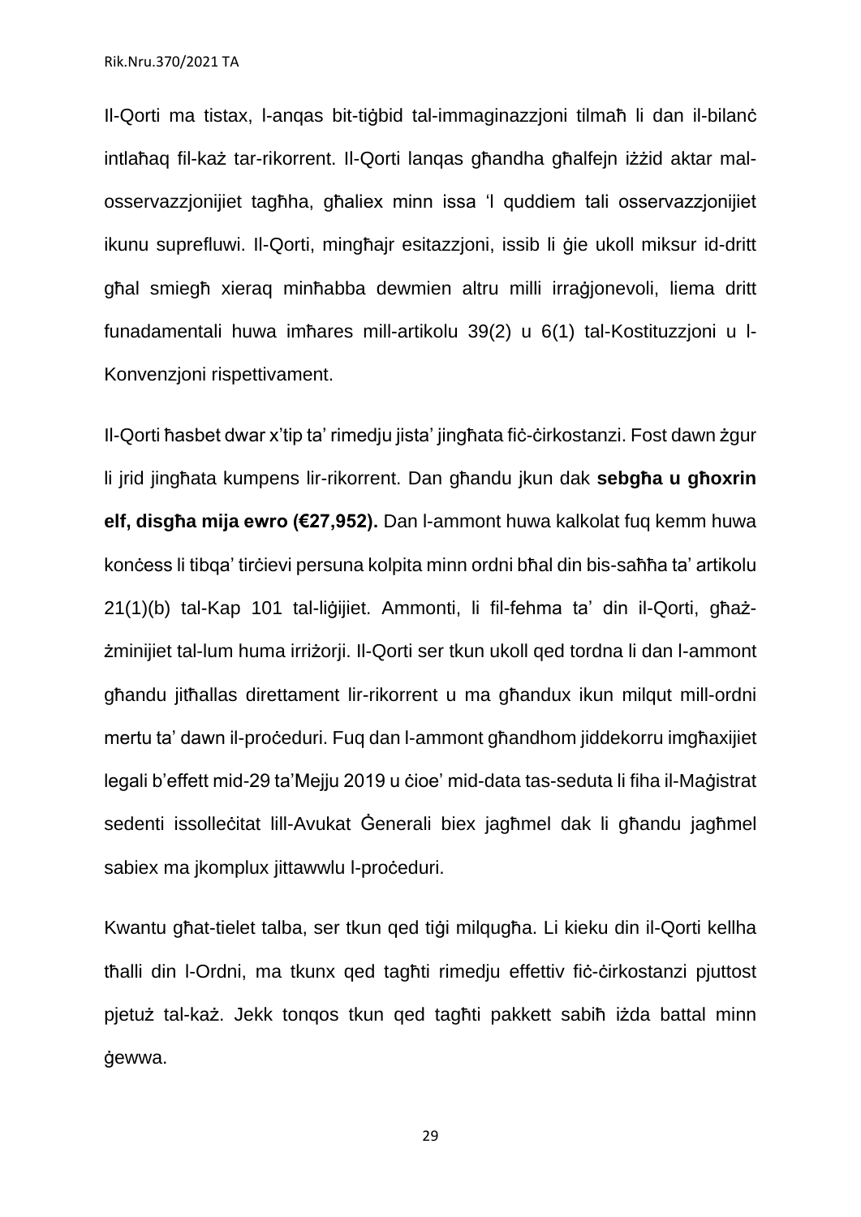Il-Qorti ma tistax, l-anqas bit-tiġbid tal-immaginazzjoni tilmaħ li dan il-bilanċ intlaħaq fil-każ tar-rikorrent. Il-Qorti lanqas għandha għalfejn iżżid aktar mal-osservazzjonijiet tagħha, għaliex minn issa 'l quddiem tali osservazzjonijiet ikunu suprefluwi. Il-Qorti, mingħajr esitazzjoni, issib li ġie ukoll miksur id-dritt għal smiegħ xieraq minħabba dewmien altru milli irraġjonevoli, liema dritt funadamentali huwa imħares mill-artikolu 39(2) u 6(1) tal-Kostituzzjoni u l-Konvenzjoni rispettivament.

Il-Qorti ħasbet dwar x'tip ta' rimedju jista' jingħata fiċ-ċirkostanzi. Fost dawn żgur li jrid jingħata kumpens lir-rikorrent. Dan għandu jkun dak **sebgħa u għoxrin elf, disgħa mija ewro (€27,952).** Dan l-ammont huwa kalkolat fuq kemm huwa konċess li tibqa' tirċievi persuna kolpita minn ordni bħal din bis-saħħa ta' artikolu 21(1)(b) tal-Kap 101 tal-liġijiet. Ammonti, li fil-fehma ta' din il-Qorti, għaż-żminijiet tal-lum huma irriżorji. Il-Qorti ser tkun ukoll qed tordna li dan l-ammont għandu jitħallas direttament lir-rikorrent u ma għandux ikun milqut mill-ordni mertu ta' dawn il-proċeduri. Fuq dan l-ammont għandhom jiddekorru imgħaxijiet legali b'effett mid-29 ta'Mejju 2019 u ċioe' mid-data tas-seduta li fiha il-Maġistrat sedenti issolleċitat lill-Avukat Ġenerali biex jagħmel dak li għandu jagħmel sabiex ma jkomplux jittawwlu l-proċeduri.

Kwantu għat-tielet talba, ser tkun qed tiġi milqugħa. Li kieku din il-Qorti kellha tħalli din l-Ordni, ma tkunx qed tagħti rimedju effettiv fiċ-ċirkostanzi pjuttost pjetuż tal-każ. Jekk tonqos tkun qed tagħti pakkett sabiħ iżda battal minn ġewwa.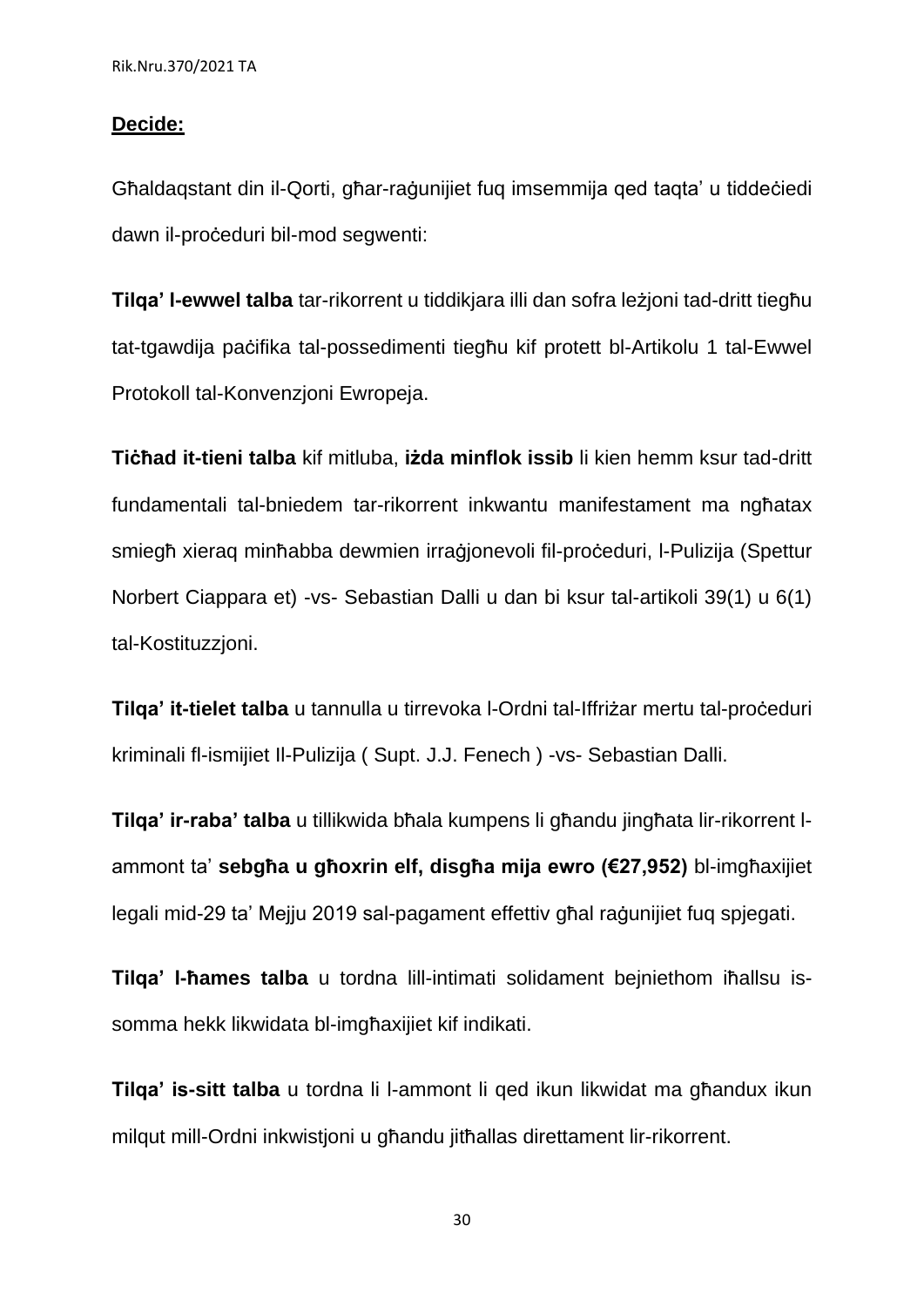**Decide:**

Għaldaqstant din il-Qorti, għar-raġunijiet fuq imsemmija qed taqta' u tiddeċiedi dawn il-proċeduri bil-mod segwenti:

**Tilqa' l-ewwel talba** tar-rikorrent u tiddikjara illi dan sofra leżjoni tad-dritt tiegħu tat-tgawdija paċifika tal-possedimenti tiegħu kif protett bl-Artikolu 1 tal-Ewwel Protokoll tal-Konvenzjoni Ewropeja.

**Tiċħad it-tieni talba** kif mitluba, **iżda minflok issib** li kien hemm ksur tad-dritt fundamentali tal-bniedem tar-rikorrent inkwantu manifestament ma ngħatax smiegħ xieraq minħabba dewmien irraġjonevoli fil-proċeduri, l-Pulizija (Spettur Norbert Ciappara et) -vs- Sebastian Dalli u dan bi ksur tal-artikoli 39(1) u 6(1) tal-Kostituzzjoni.

**Tilqa' it-tielet talba** u tannulla u tirrevoka l-Ordni tal-Iffriżar mertu tal-proċeduri kriminali fl-ismijiet Il-Pulizija ( Supt. J.J. Fenech ) -vs- Sebastian Dalli.

**Tilqa' ir-raba' talba** u tillikwida bħala kumpens li għandu jingħata lir-rikorrent l-ammont ta' **sebgħa u għoxrin elf, disgħa mija ewro (€27,952)** bl-imgħaxijiet legali mid-29 ta' Mejju 2019 sal-pagament effettiv għal raġunijiet fuq spjegati.

**Tilqa' l-ħames talba** u tordna lill-intimati solidament bejniethom iħallsu is-somma hekk likwidata bl-imgħaxijiet kif indikati.

**Tilqa' is-sitt talba** u tordna li l-ammont li qed ikun likwidat ma għandux ikun milqut mill-Ordni inkwistjoni u għandu jitħallas direttament lir-rikorrent.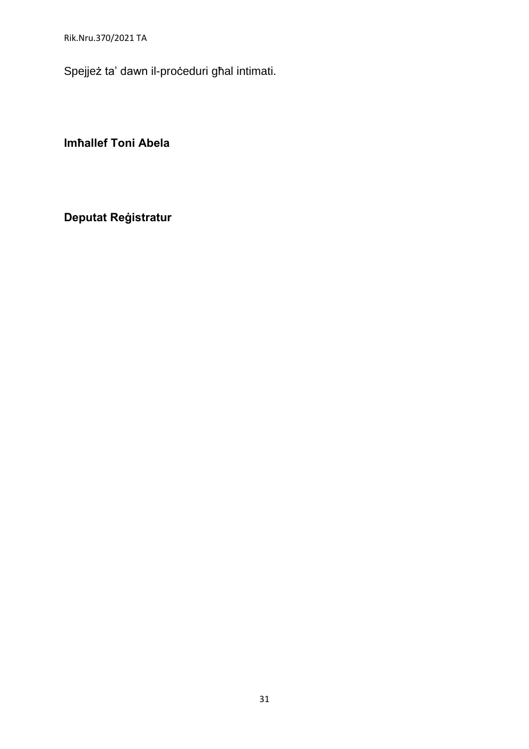Spejjeż ta' dawn il-proċeduri għal intimati.

**Imħallef Toni Abela**

**Deputat Reġistratur**